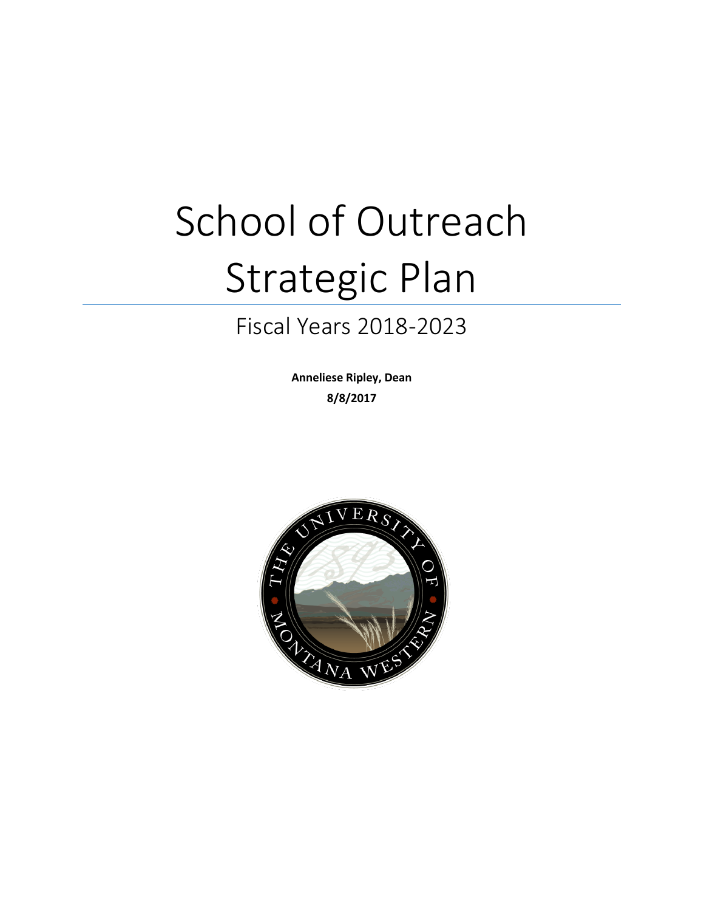# School of Outreach Strategic Plan

## Fiscal Years 2018-2023

**Anneliese Ripley, Dean**

**8/8/2017**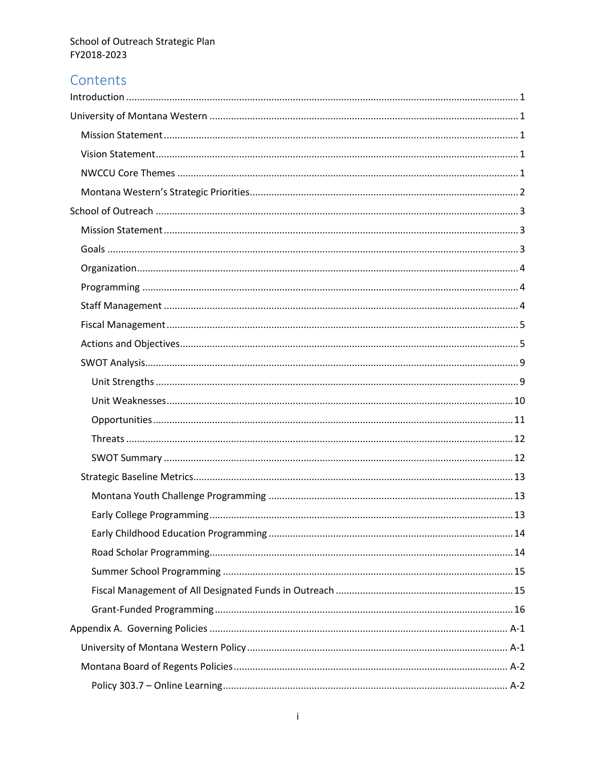School of Outreach Strategic Plan
FY2018-2023

# Contents

- Introduction ........ 1
- University of Montana Western ........ 1
  - Mission Statement ........ 1
  - Vision Statement ........ 1
  - NWCCU Core Themes ........ 1
  - Montana Western's Strategic Priorities ........ 2
- School of Outreach ........ 3
  - Mission Statement ........ 3
  - Goals ........ 3
  - Organization ........ 4
  - Programming ........ 4
  - Staff Management ........ 4
  - Fiscal Management ........ 5
  - Actions and Objectives ........ 5
  - SWOT Analysis ........ 9
    - Unit Strengths ........ 9
    - Unit Weaknesses ........ 10
    - Opportunities ........ 11
    - Threats ........ 12
    - SWOT Summary ........ 12
  - Strategic Baseline Metrics ........ 13
    - Montana Youth Challenge Programming ........ 13
    - Early College Programming ........ 13
    - Early Childhood Education Programming ........ 14
    - Road Scholar Programming ........ 14
    - Summer School Programming ........ 15
    - Fiscal Management of All Designated Funds in Outreach ........ 15
    - Grant-Funded Programming ........ 16
- Appendix A. Governing Policies ........ A-1
  - University of Montana Western Policy ........ A-1
  - Montana Board of Regents Policies ........ A-2
    - Policy 303.7 – Online Learning ........ A-2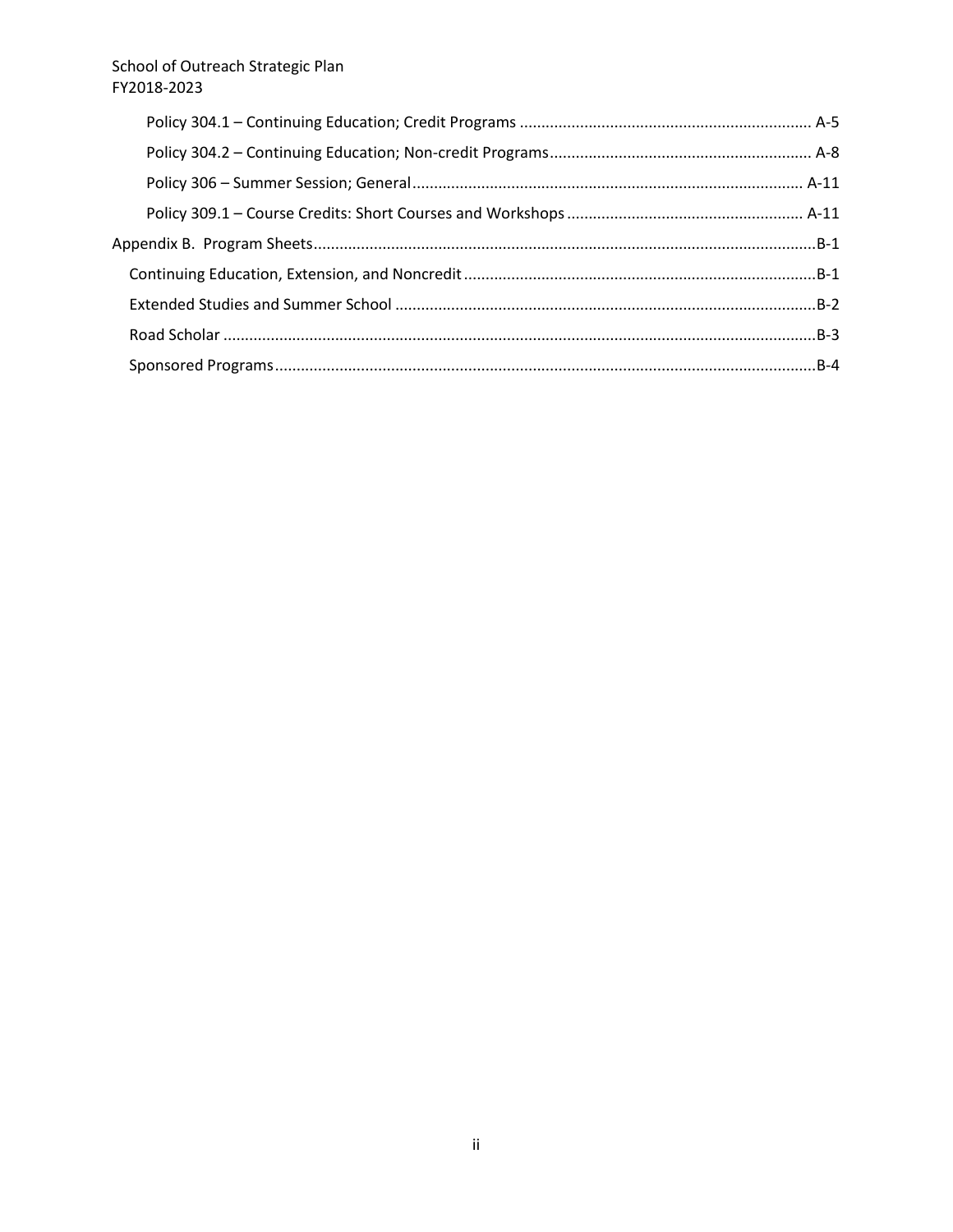Policy 304.1 – Continuing Education; Credit Programs .................................................................... A-5

Policy 304.2 – Continuing Education; Non-credit Programs............................................................. A-8

Policy 306 – Summer Session; General.......................................................................................... A-11

Policy 309.1 – Course Credits: Short Courses and Workshops ....................................................... A-11

Appendix B. Program Sheets....................................................................................................................B-1

Continuing Education, Extension, and Noncredit .................................................................................B-1

Extended Studies and Summer School .................................................................................................B-2

Road Scholar .........................................................................................................................................B-3

Sponsored Programs.............................................................................................................................B-4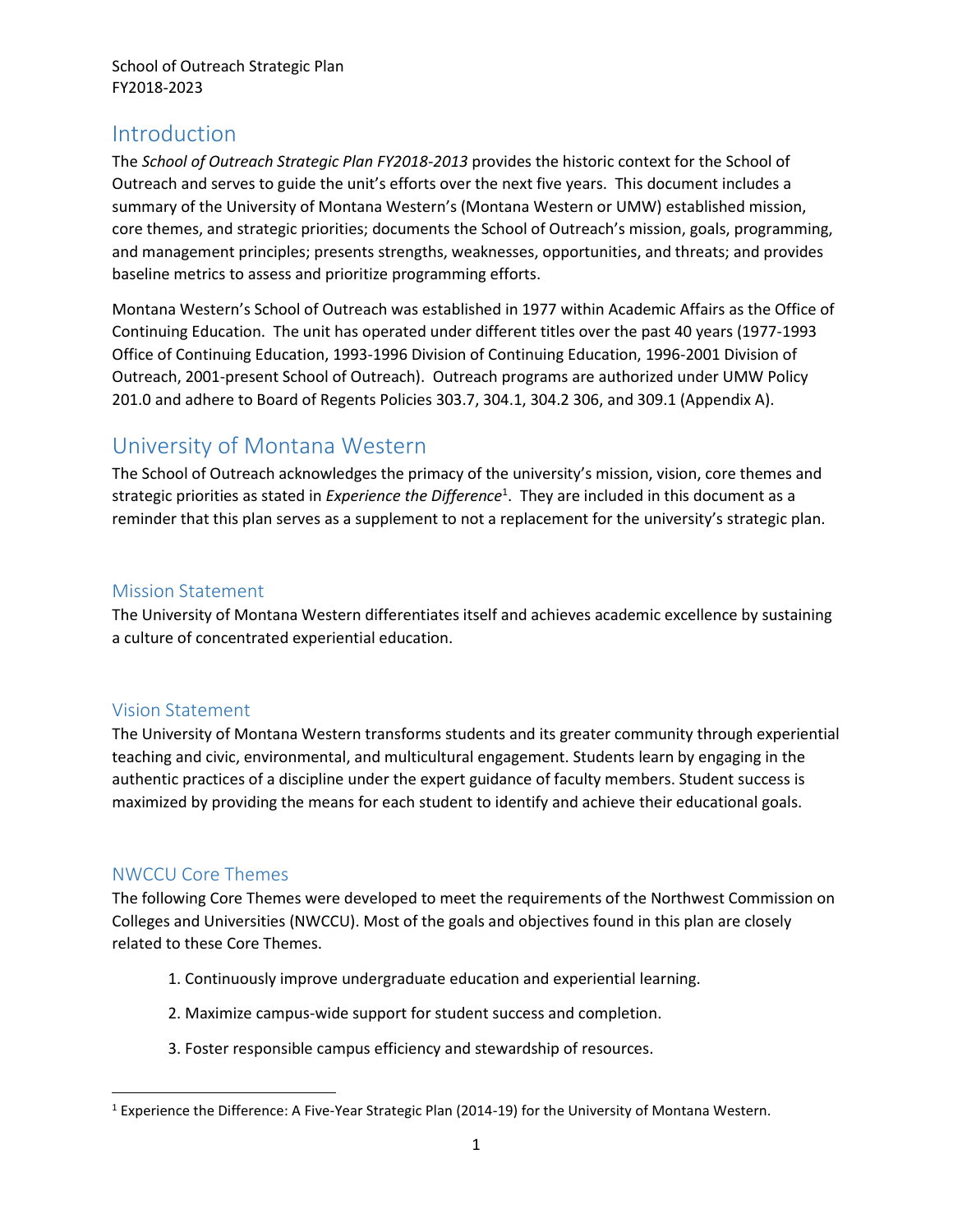School of Outreach Strategic Plan
FY2018-2023

# Introduction

The *School of Outreach Strategic Plan FY2018-2013* provides the historic context for the School of Outreach and serves to guide the unit's efforts over the next five years. This document includes a summary of the University of Montana Western's (Montana Western or UMW) established mission, core themes, and strategic priorities; documents the School of Outreach's mission, goals, programming, and management principles; presents strengths, weaknesses, opportunities, and threats; and provides baseline metrics to assess and prioritize programming efforts.

Montana Western's School of Outreach was established in 1977 within Academic Affairs as the Office of Continuing Education. The unit has operated under different titles over the past 40 years (1977-1993 Office of Continuing Education, 1993-1996 Division of Continuing Education, 1996-2001 Division of Outreach, 2001-present School of Outreach). Outreach programs are authorized under UMW Policy 201.0 and adhere to Board of Regents Policies 303.7, 304.1, 304.2 306, and 309.1 (Appendix A).

# University of Montana Western

The School of Outreach acknowledges the primacy of the university's mission, vision, core themes and strategic priorities as stated in *Experience the Difference*[1]. They are included in this document as a reminder that this plan serves as a supplement to not a replacement for the university's strategic plan.

## Mission Statement

The University of Montana Western differentiates itself and achieves academic excellence by sustaining a culture of concentrated experiential education.

## Vision Statement

The University of Montana Western transforms students and its greater community through experiential teaching and civic, environmental, and multicultural engagement. Students learn by engaging in the authentic practices of a discipline under the expert guidance of faculty members. Student success is maximized by providing the means for each student to identify and achieve their educational goals.

## NWCCU Core Themes

The following Core Themes were developed to meet the requirements of the Northwest Commission on Colleges and Universities (NWCCU). Most of the goals and objectives found in this plan are closely related to these Core Themes.

1. Continuously improve undergraduate education and experiential learning.
2. Maximize campus-wide support for student success and completion.
3. Foster responsible campus efficiency and stewardship of resources.

[1] Experience the Difference: A Five-Year Strategic Plan (2014-19) for the University of Montana Western.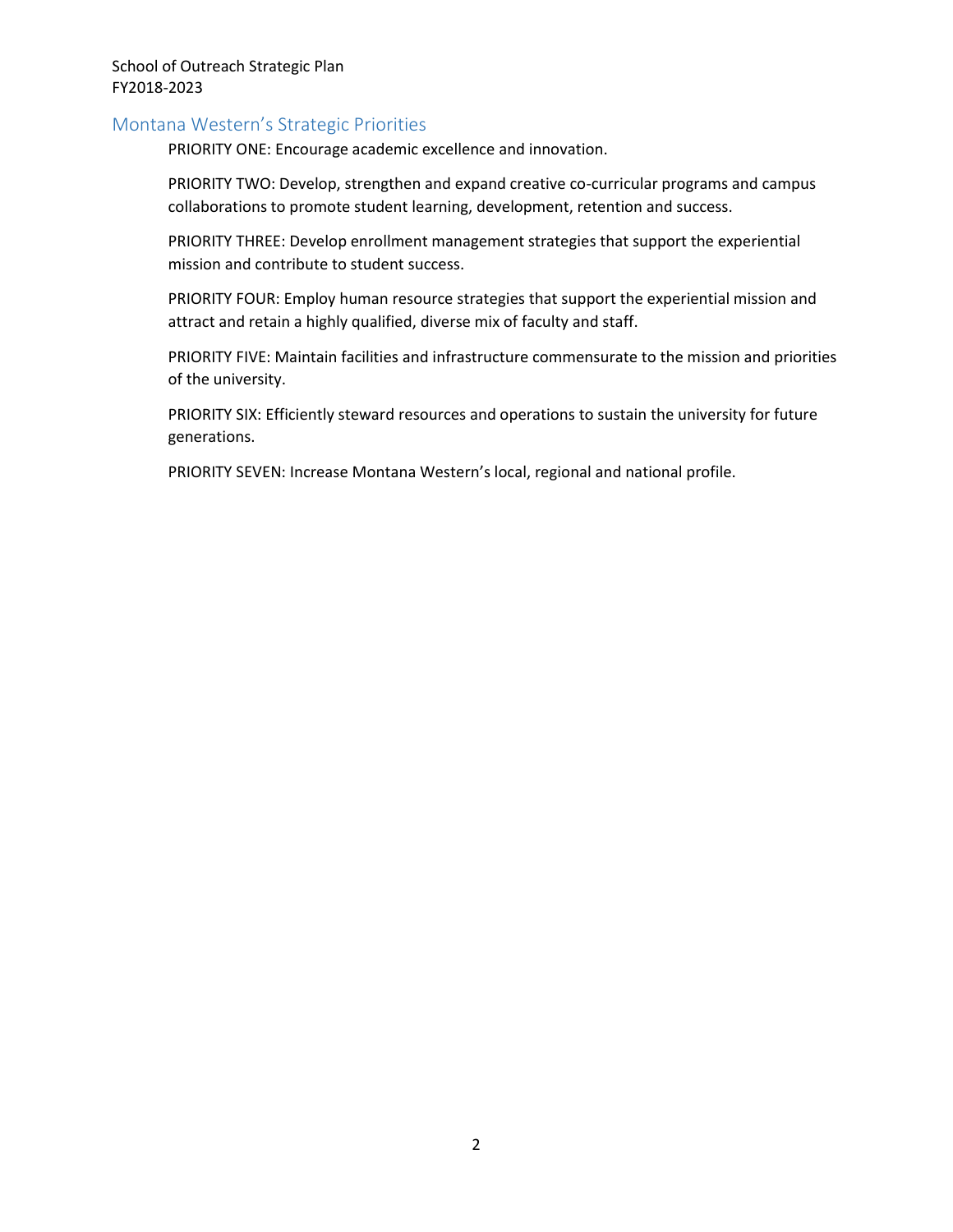## Montana Western's Strategic Priorities

PRIORITY ONE: Encourage academic excellence and innovation.

PRIORITY TWO: Develop, strengthen and expand creative co-curricular programs and campus collaborations to promote student learning, development, retention and success.

PRIORITY THREE: Develop enrollment management strategies that support the experiential mission and contribute to student success.

PRIORITY FOUR: Employ human resource strategies that support the experiential mission and attract and retain a highly qualified, diverse mix of faculty and staff.

PRIORITY FIVE: Maintain facilities and infrastructure commensurate to the mission and priorities of the university.

PRIORITY SIX: Efficiently steward resources and operations to sustain the university for future generations.

PRIORITY SEVEN: Increase Montana Western's local, regional and national profile.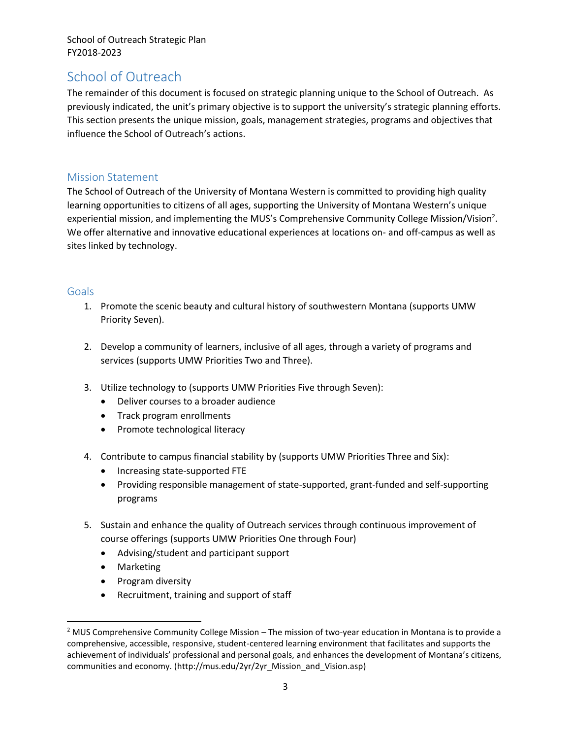# School of Outreach

The remainder of this document is focused on strategic planning unique to the School of Outreach. As previously indicated, the unit's primary objective is to support the university's strategic planning efforts. This section presents the unique mission, goals, management strategies, programs and objectives that influence the School of Outreach's actions.

## Mission Statement

The School of Outreach of the University of Montana Western is committed to providing high quality learning opportunities to citizens of all ages, supporting the University of Montana Western's unique experiential mission, and implementing the MUS's Comprehensive Community College Mission/Vision[2]. We offer alternative and innovative educational experiences at locations on- and off-campus as well as sites linked by technology.

## Goals

1. Promote the scenic beauty and cultural history of southwestern Montana (supports UMW Priority Seven).

2. Develop a community of learners, inclusive of all ages, through a variety of programs and services (supports UMW Priorities Two and Three).

3. Utilize technology to (supports UMW Priorities Five through Seven):
   - Deliver courses to a broader audience
   - Track program enrollments
   - Promote technological literacy

4. Contribute to campus financial stability by (supports UMW Priorities Three and Six):
   - Increasing state-supported FTE
   - Providing responsible management of state-supported, grant-funded and self-supporting programs

5. Sustain and enhance the quality of Outreach services through continuous improvement of course offerings (supports UMW Priorities One through Four)
   - Advising/student and participant support
   - Marketing
   - Program diversity
   - Recruitment, training and support of staff

---

[2] MUS Comprehensive Community College Mission – The mission of two-year education in Montana is to provide a comprehensive, accessible, responsive, student-centered learning environment that facilitates and supports the achievement of individuals' professional and personal goals, and enhances the development of Montana's citizens, communities and economy. (http://mus.edu/2yr/2yr_Mission_and_Vision.asp)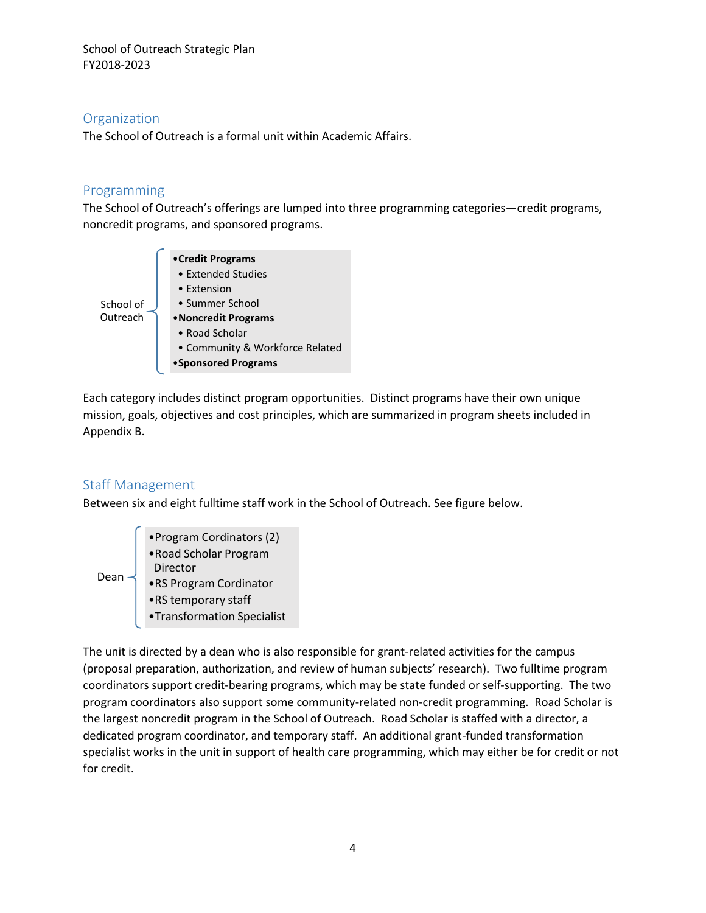## Organization

The School of Outreach is a formal unit within Academic Affairs.

## Programming

The School of Outreach's offerings are lumped into three programming categories—credit programs, noncredit programs, and sponsored programs.

School of Outreach

- **Credit Programs**
  - Extended Studies
  - Extension
  - Summer School
- **Noncredit Programs**
  - Road Scholar
  - Community & Workforce Related
- **Sponsored Programs**

Each category includes distinct program opportunities. Distinct programs have their own unique mission, goals, objectives and cost principles, which are summarized in program sheets included in Appendix B.

## Staff Management

Between six and eight fulltime staff work in the School of Outreach. See figure below.

Dean

- Program Cordinators (2)
- Road Scholar Program Director
- RS Program Cordinator
- RS temporary staff
- Transformation Specialist

The unit is directed by a dean who is also responsible for grant-related activities for the campus (proposal preparation, authorization, and review of human subjects' research). Two fulltime program coordinators support credit-bearing programs, which may be state funded or self-supporting. The two program coordinators also support some community-related non-credit programming. Road Scholar is the largest noncredit program in the School of Outreach. Road Scholar is staffed with a director, a dedicated program coordinator, and temporary staff. An additional grant-funded transformation specialist works in the unit in support of health care programming, which may either be for credit or not for credit.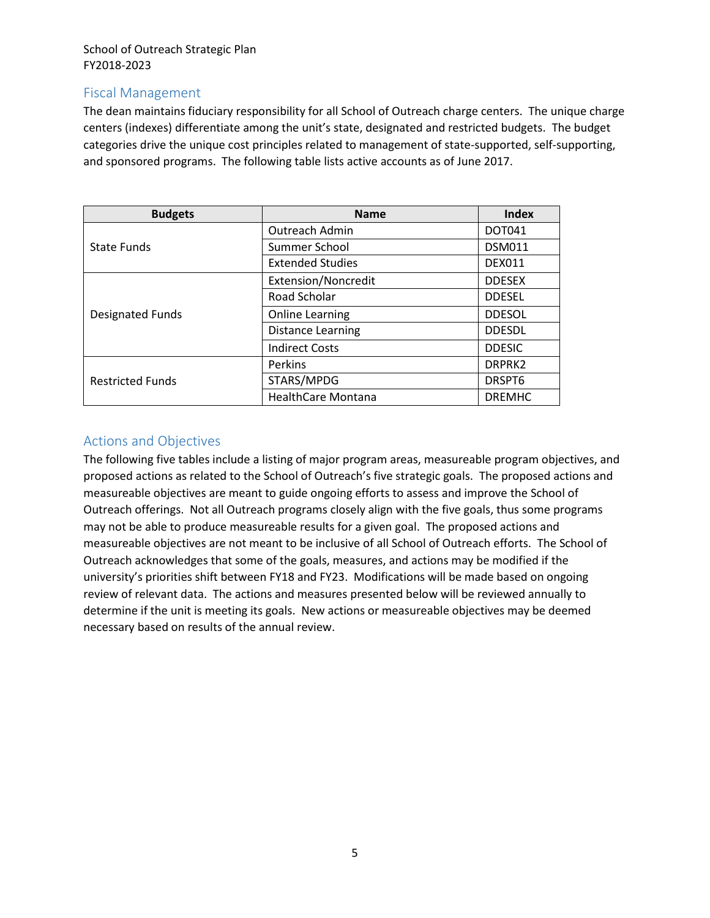## Fiscal Management

The dean maintains fiduciary responsibility for all School of Outreach charge centers. The unique charge centers (indexes) differentiate among the unit's state, designated and restricted budgets. The budget categories drive the unique cost principles related to management of state-supported, self-supporting, and sponsored programs. The following table lists active accounts as of June 2017.

| Budgets | Name | Index |
|---|---|---|
| State Funds | Outreach Admin | DOT041 |
| | Summer School | DSM011 |
| | Extended Studies | DEX011 |
| Designated Funds | Extension/Noncredit | DDESEX |
| | Road Scholar | DDESEL |
| | Online Learning | DDESOL |
| | Distance Learning | DDESDL |
| | Indirect Costs | DDESIC |
| Restricted Funds | Perkins | DRPRK2 |
| | STARS/MPDG | DRSPT6 |
| | HealthCare Montana | DREMHC |

## Actions and Objectives

The following five tables include a listing of major program areas, measureable program objectives, and proposed actions as related to the School of Outreach's five strategic goals. The proposed actions and measureable objectives are meant to guide ongoing efforts to assess and improve the School of Outreach offerings. Not all Outreach programs closely align with the five goals, thus some programs may not be able to produce measureable results for a given goal. The proposed actions and measureable objectives are not meant to be inclusive of all School of Outreach efforts. The School of Outreach acknowledges that some of the goals, measures, and actions may be modified if the university's priorities shift between FY18 and FY23. Modifications will be made based on ongoing review of relevant data. The actions and measures presented below will be reviewed annually to determine if the unit is meeting its goals. New actions or measureable objectives may be deemed necessary based on results of the annual review.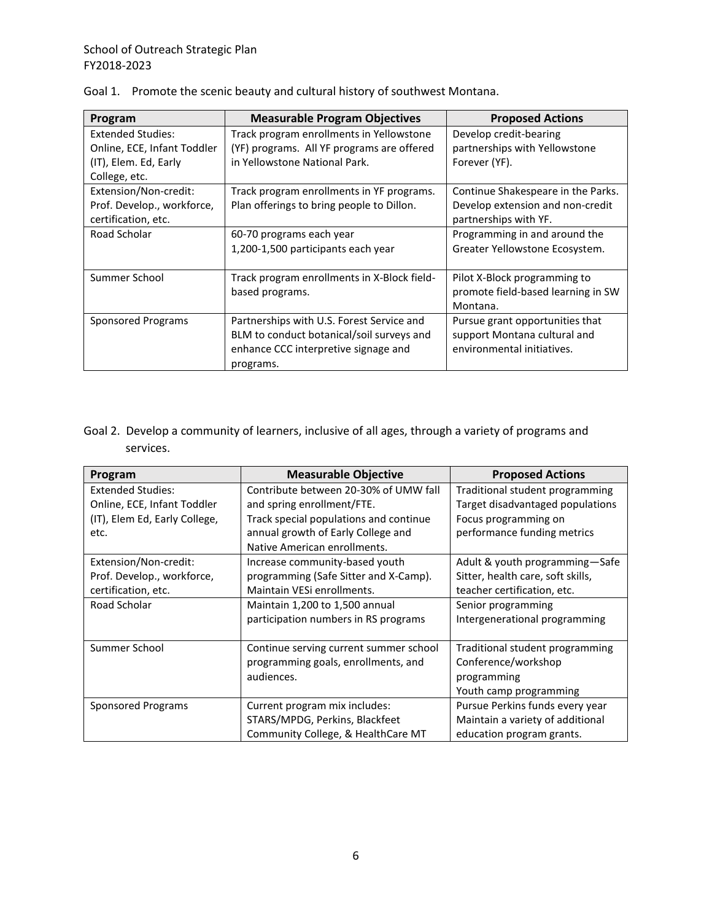School of Outreach Strategic Plan
FY2018-2023

Goal 1. Promote the scenic beauty and cultural history of southwest Montana.

| Program | Measurable Program Objectives | Proposed Actions |
|---|---|---|
| Extended Studies: Online, ECE, Infant Toddler (IT), Elem. Ed, Early College, etc. | Track program enrollments in Yellowstone (YF) programs. All YF programs are offered in Yellowstone National Park. | Develop credit-bearing partnerships with Yellowstone Forever (YF). |
| Extension/Non-credit: Prof. Develop., workforce, certification, etc. | Track program enrollments in YF programs. Plan offerings to bring people to Dillon. | Continue Shakespeare in the Parks. Develop extension and non-credit partnerships with YF. |
| Road Scholar | 60-70 programs each year<br>1,200-1,500 participants each year | Programming in and around the Greater Yellowstone Ecosystem. |
| Summer School | Track program enrollments in X-Block field-based programs. | Pilot X-Block programming to promote field-based learning in SW Montana. |
| Sponsored Programs | Partnerships with U.S. Forest Service and BLM to conduct botanical/soil surveys and enhance CCC interpretive signage and programs. | Pursue grant opportunities that support Montana cultural and environmental initiatives. |

Goal 2. Develop a community of learners, inclusive of all ages, through a variety of programs and services.

| Program | Measurable Objective | Proposed Actions |
|---|---|---|
| Extended Studies: Online, ECE, Infant Toddler (IT), Elem Ed, Early College, etc. | Contribute between 20-30% of UMW fall and spring enrollment/FTE.<br>Track special populations and continue annual growth of Early College and Native American enrollments. | Traditional student programming<br>Target disadvantaged populations<br>Focus programming on performance funding metrics |
| Extension/Non-credit: Prof. Develop., workforce, certification, etc. | Increase community-based youth programming (Safe Sitter and X-Camp).<br>Maintain VESi enrollments. | Adult & youth programming—Safe Sitter, health care, soft skills, teacher certification, etc. |
| Road Scholar | Maintain 1,200 to 1,500 annual participation numbers in RS programs | Senior programming<br>Intergenerational programming |
| Summer School | Continue serving current summer school programming goals, enrollments, and audiences. | Traditional student programming<br>Conference/workshop programming<br>Youth camp programming |
| Sponsored Programs | Current program mix includes: STARS/MPDG, Perkins, Blackfeet Community College, & HealthCare MT | Pursue Perkins funds every year<br>Maintain a variety of additional education program grants. |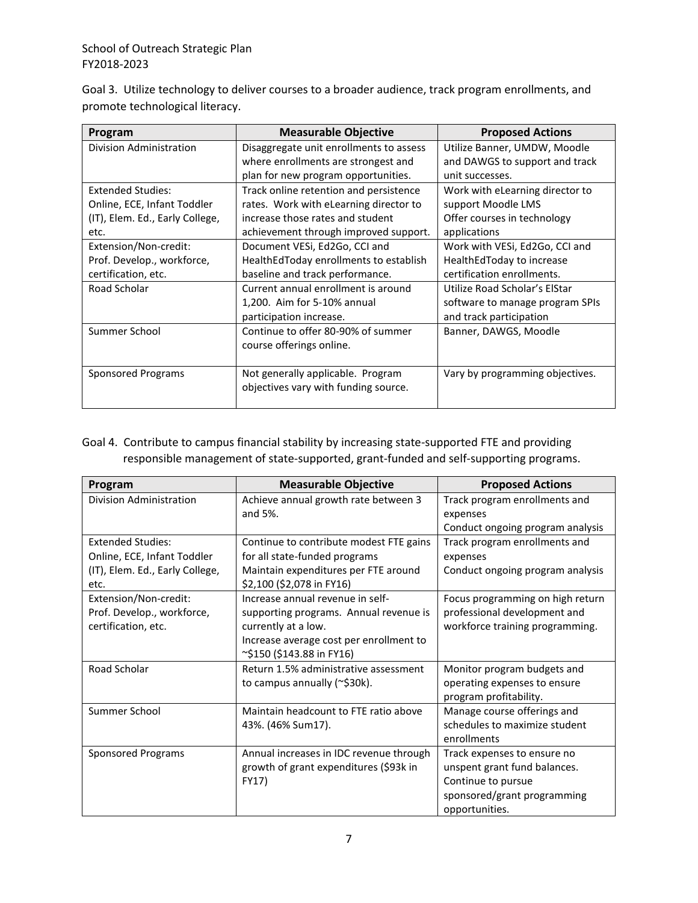Goal 3. Utilize technology to deliver courses to a broader audience, track program enrollments, and promote technological literacy.

| Program | Measurable Objective | Proposed Actions |
|---|---|---|
| Division Administration | Disaggregate unit enrollments to assess where enrollments are strongest and plan for new program opportunities. | Utilize Banner, UMDW, Moodle and DAWGS to support and track unit successes. |
| Extended Studies: Online, ECE, Infant Toddler (IT), Elem. Ed., Early College, etc. | Track online retention and persistence rates. Work with eLearning director to increase those rates and student achievement through improved support. | Work with eLearning director to support Moodle LMS<br>Offer courses in technology applications |
| Extension/Non-credit: Prof. Develop., workforce, certification, etc. | Document VESi, Ed2Go, CCI and HealthEdToday enrollments to establish baseline and track performance. | Work with VESi, Ed2Go, CCI and HealthEdToday to increase certification enrollments. |
| Road Scholar | Current annual enrollment is around 1,200. Aim for 5-10% annual participation increase. | Utilize Road Scholar's ElStar software to manage program SPIs and track participation |
| Summer School | Continue to offer 80-90% of summer course offerings online. | Banner, DAWGS, Moodle |
| Sponsored Programs | Not generally applicable. Program objectives vary with funding source. | Vary by programming objectives. |

Goal 4. Contribute to campus financial stability by increasing state-supported FTE and providing responsible management of state-supported, grant-funded and self-supporting programs.

| Program | Measurable Objective | Proposed Actions |
|---|---|---|
| Division Administration | Achieve annual growth rate between 3 and 5%. | Track program enrollments and expenses<br>Conduct ongoing program analysis |
| Extended Studies: Online, ECE, Infant Toddler (IT), Elem. Ed., Early College, etc. | Continue to contribute modest FTE gains for all state-funded programs<br>Maintain expenditures per FTE around $2,100 ($2,078 in FY16) | Track program enrollments and expenses<br>Conduct ongoing program analysis |
| Extension/Non-credit: Prof. Develop., workforce, certification, etc. | Increase annual revenue in self-supporting programs. Annual revenue is currently at a low.<br>Increase average cost per enrollment to ~$150 ($143.88 in FY16) | Focus programming on high return professional development and workforce training programming. |
| Road Scholar | Return 1.5% administrative assessment to campus annually (~$30k). | Monitor program budgets and operating expenses to ensure program profitability. |
| Summer School | Maintain headcount to FTE ratio above 43%. (46% Sum17). | Manage course offerings and schedules to maximize student enrollments |
| Sponsored Programs | Annual increases in IDC revenue through growth of grant expenditures ($93k in FY17) | Track expenses to ensure no unspent grant fund balances.<br>Continue to pursue sponsored/grant programming opportunities. |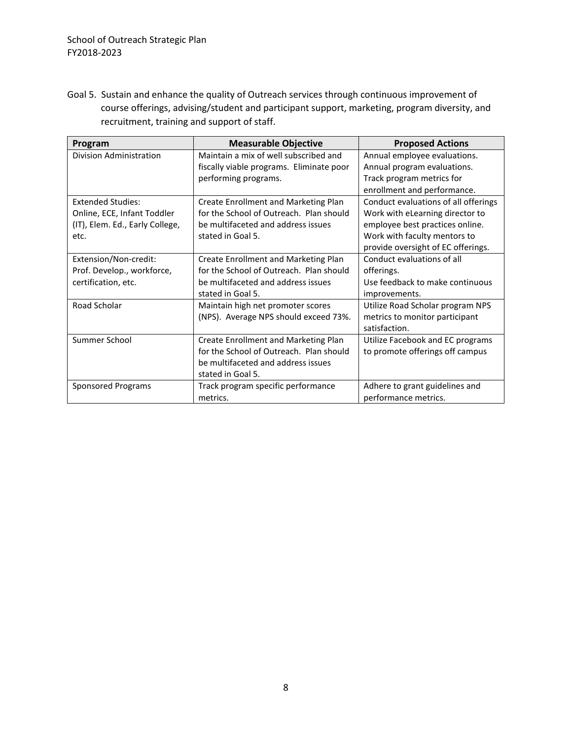Goal 5. Sustain and enhance the quality of Outreach services through continuous improvement of course offerings, advising/student and participant support, marketing, program diversity, and recruitment, training and support of staff.

| Program | Measurable Objective | Proposed Actions |
|---|---|---|
| Division Administration | Maintain a mix of well subscribed and fiscally viable programs. Eliminate poor performing programs. | Annual employee evaluations.<br>Annual program evaluations.<br>Track program metrics for enrollment and performance. |
| Extended Studies:<br>Online, ECE, Infant Toddler (IT), Elem. Ed., Early College, etc. | Create Enrollment and Marketing Plan for the School of Outreach. Plan should be multifaceted and address issues stated in Goal 5. | Conduct evaluations of all offerings<br>Work with eLearning director to employee best practices online.<br>Work with faculty mentors to provide oversight of EC offerings. |
| Extension/Non-credit:<br>Prof. Develop., workforce, certification, etc. | Create Enrollment and Marketing Plan for the School of Outreach. Plan should be multifaceted and address issues stated in Goal 5. | Conduct evaluations of all offerings.<br>Use feedback to make continuous improvements. |
| Road Scholar | Maintain high net promoter scores (NPS). Average NPS should exceed 73%. | Utilize Road Scholar program NPS metrics to monitor participant satisfaction. |
| Summer School | Create Enrollment and Marketing Plan for the School of Outreach. Plan should be multifaceted and address issues stated in Goal 5. | Utilize Facebook and EC programs to promote offerings off campus |
| Sponsored Programs | Track program specific performance metrics. | Adhere to grant guidelines and performance metrics. |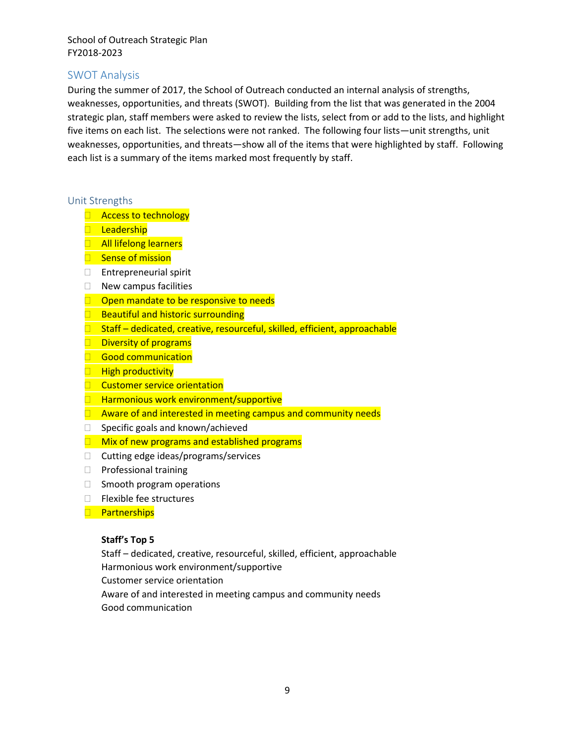## SWOT Analysis

During the summer of 2017, the School of Outreach conducted an internal analysis of strengths, weaknesses, opportunities, and threats (SWOT). Building from the list that was generated in the 2004 strategic plan, staff members were asked to review the lists, select from or add to the lists, and highlight five items on each list. The selections were not ranked. The following four lists—unit strengths, unit weaknesses, opportunities, and threats—show all of the items that were highlighted by staff. Following each list is a summary of the items marked most frequently by staff.

### Unit Strengths

- Access to technology
- Leadership
- All lifelong learners
- Sense of mission
- Entrepreneurial spirit
- New campus facilities
- Open mandate to be responsive to needs
- Beautiful and historic surrounding
- Staff – dedicated, creative, resourceful, skilled, efficient, approachable
- Diversity of programs
- Good communication
- High productivity
- Customer service orientation
- Harmonious work environment/supportive
- Aware of and interested in meeting campus and community needs
- Specific goals and known/achieved
- Mix of new programs and established programs
- Cutting edge ideas/programs/services
- Professional training
- Smooth program operations
- Flexible fee structures
- Partnerships

**Staff's Top 5**

Staff – dedicated, creative, resourceful, skilled, efficient, approachable
Harmonious work environment/supportive
Customer service orientation
Aware of and interested in meeting campus and community needs
Good communication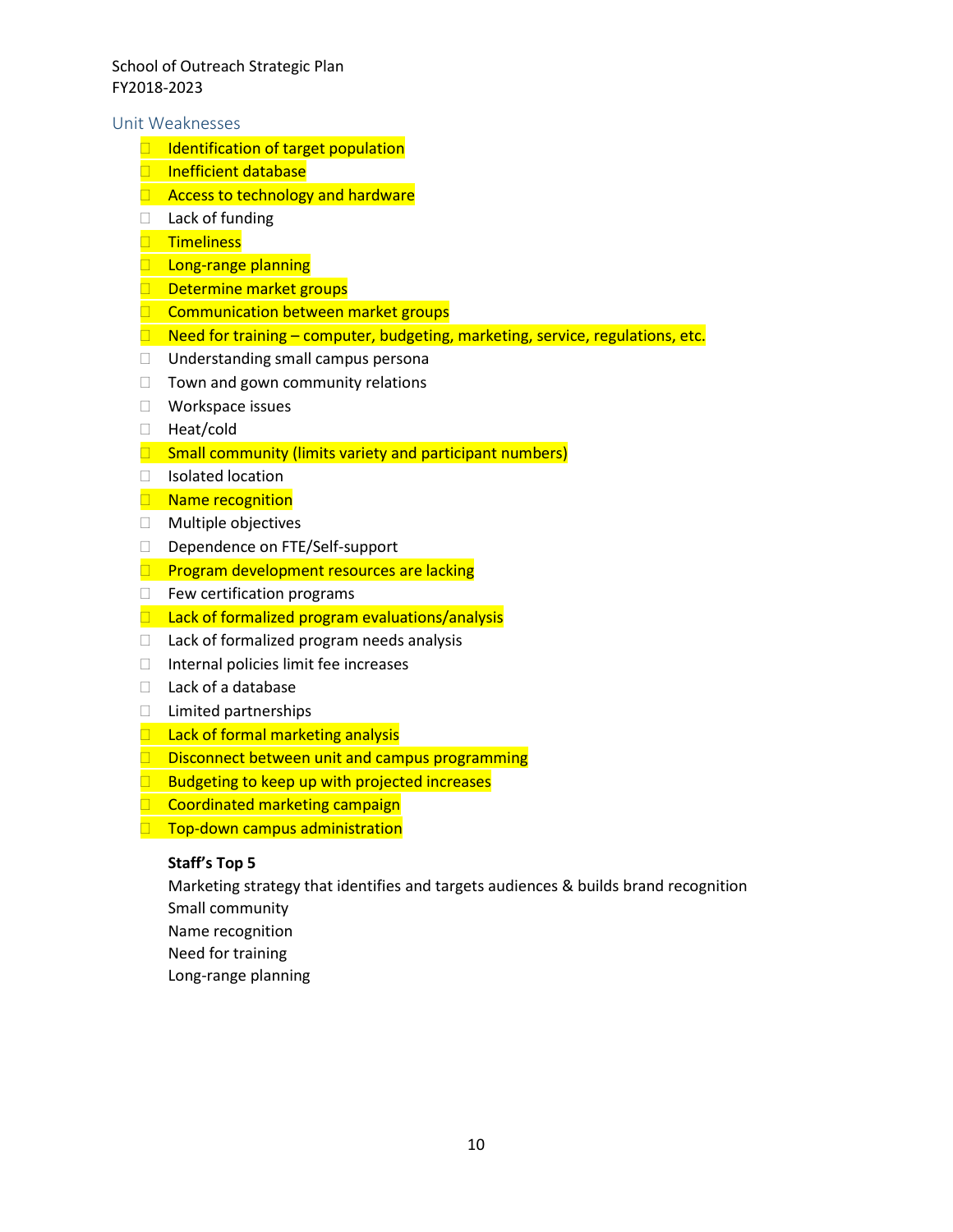## Unit Weaknesses

- Identification of target population
- Inefficient database
- Access to technology and hardware
- Lack of funding
- Timeliness
- Long-range planning
- Determine market groups
- Communication between market groups
- Need for training – computer, budgeting, marketing, service, regulations, etc.
- Understanding small campus persona
- Town and gown community relations
- Workspace issues
- Heat/cold
- Small community (limits variety and participant numbers)
- Isolated location
- Name recognition
- Multiple objectives
- Dependence on FTE/Self-support
- Program development resources are lacking
- Few certification programs
- Lack of formalized program evaluations/analysis
- Lack of formalized program needs analysis
- Internal policies limit fee increases
- Lack of a database
- Limited partnerships
- Lack of formal marketing analysis
- Disconnect between unit and campus programming
- Budgeting to keep up with projected increases
- Coordinated marketing campaign
- Top-down campus administration

**Staff's Top 5**

Marketing strategy that identifies and targets audiences & builds brand recognition
Small community
Name recognition
Need for training
Long-range planning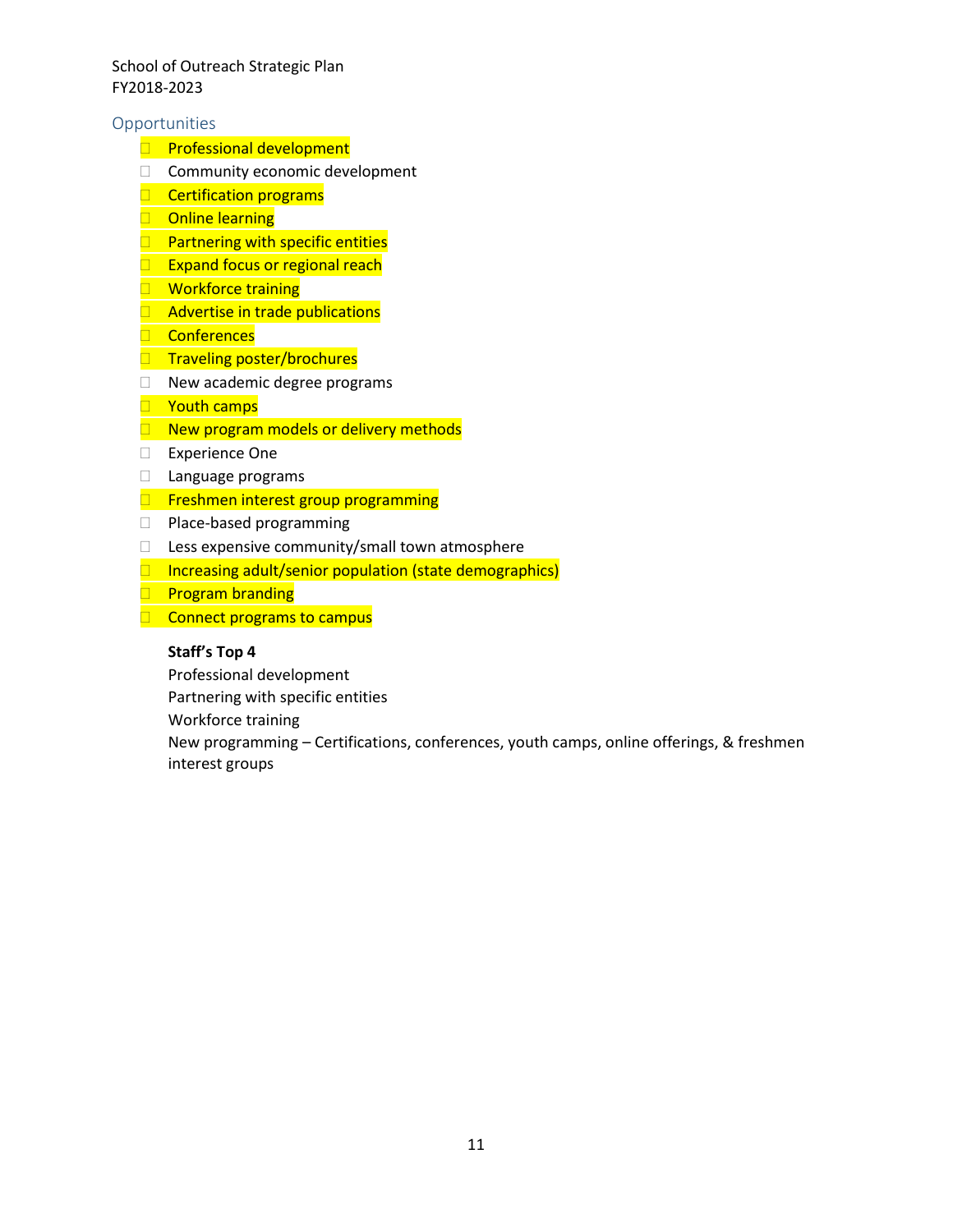School of Outreach Strategic Plan
FY2018-2023

## Opportunities

- Professional development
- Community economic development
- Certification programs
- Online learning
- Partnering with specific entities
- Expand focus or regional reach
- Workforce training
- Advertise in trade publications
- Conferences
- Traveling poster/brochures
- New academic degree programs
- Youth camps
- New program models or delivery methods
- Experience One
- Language programs
- Freshmen interest group programming
- Place-based programming
- Less expensive community/small town atmosphere
- Increasing adult/senior population (state demographics)
- Program branding
- Connect programs to campus

**Staff's Top 4**

Professional development
Partnering with specific entities
Workforce training
New programming – Certifications, conferences, youth camps, online offerings, & freshmen interest groups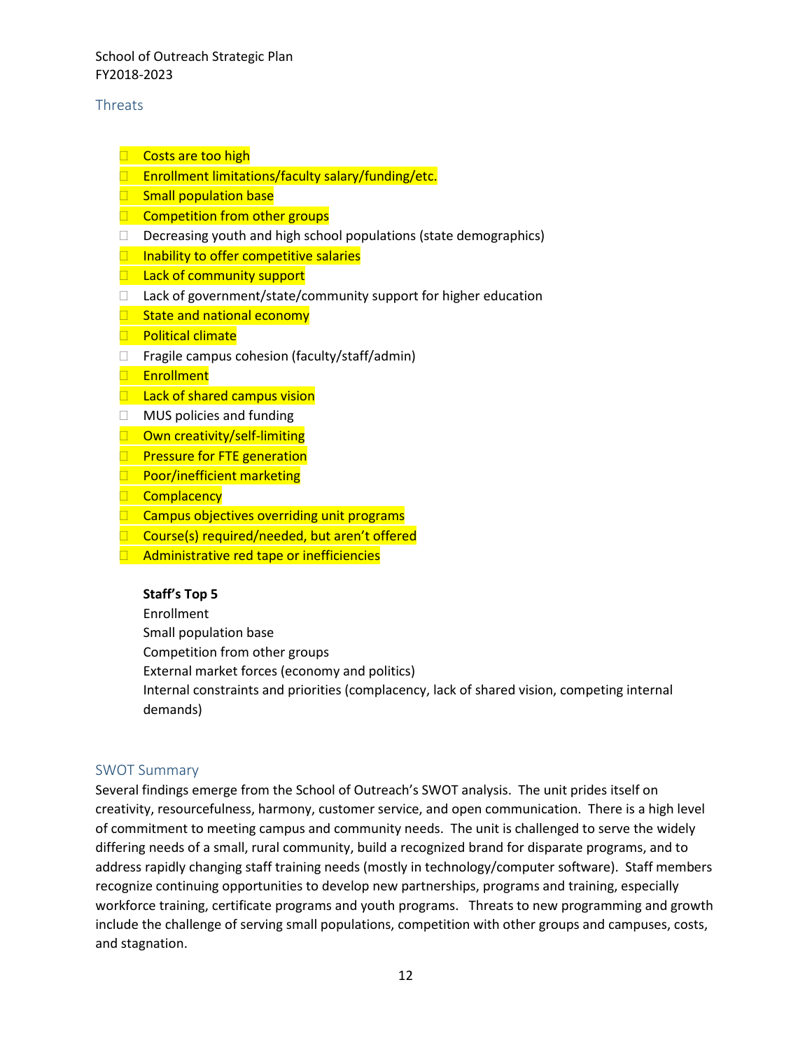## Threats

- Costs are too high
- Enrollment limitations/faculty salary/funding/etc.
- Small population base
- Competition from other groups
- Decreasing youth and high school populations (state demographics)
- Inability to offer competitive salaries
- Lack of community support
- Lack of government/state/community support for higher education
- State and national economy
- Political climate
- Fragile campus cohesion (faculty/staff/admin)
- Enrollment
- Lack of shared campus vision
- MUS policies and funding
- Own creativity/self-limiting
- Pressure for FTE generation
- Poor/inefficient marketing
- Complacency
- Campus objectives overriding unit programs
- Course(s) required/needed, but aren't offered
- Administrative red tape or inefficiencies

**Staff's Top 5**

Enrollment
Small population base
Competition from other groups
External market forces (economy and politics)
Internal constraints and priorities (complacency, lack of shared vision, competing internal demands)

## SWOT Summary

Several findings emerge from the School of Outreach's SWOT analysis. The unit prides itself on creativity, resourcefulness, harmony, customer service, and open communication. There is a high level of commitment to meeting campus and community needs. The unit is challenged to serve the widely differing needs of a small, rural community, build a recognized brand for disparate programs, and to address rapidly changing staff training needs (mostly in technology/computer software). Staff members recognize continuing opportunities to develop new partnerships, programs and training, especially workforce training, certificate programs and youth programs. Threats to new programming and growth include the challenge of serving small populations, competition with other groups and campuses, costs, and stagnation.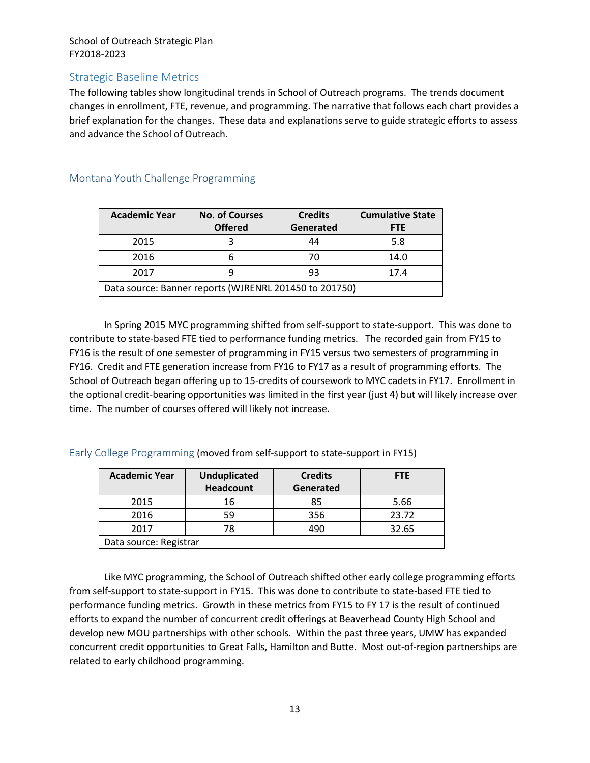## Strategic Baseline Metrics

The following tables show longitudinal trends in School of Outreach programs. The trends document changes in enrollment, FTE, revenue, and programming. The narrative that follows each chart provides a brief explanation for the changes. These data and explanations serve to guide strategic efforts to assess and advance the School of Outreach.

### Montana Youth Challenge Programming

| Academic Year | No. of Courses Offered | Credits Generated | Cumulative State FTE |
|---|---|---|---|
| 2015 | 3 | 44 | 5.8 |
| 2016 | 6 | 70 | 14.0 |
| 2017 | 9 | 93 | 17.4 |
| Data source: Banner reports (WJRENRL 201450 to 201750) | | | |

In Spring 2015 MYC programming shifted from self-support to state-support. This was done to contribute to state-based FTE tied to performance funding metrics. The recorded gain from FY15 to FY16 is the result of one semester of programming in FY15 versus two semesters of programming in FY16. Credit and FTE generation increase from FY16 to FY17 as a result of programming efforts. The School of Outreach began offering up to 15-credits of coursework to MYC cadets in FY17. Enrollment in the optional credit-bearing opportunities was limited in the first year (just 4) but will likely increase over time. The number of courses offered will likely not increase.

### Early College Programming (moved from self-support to state-support in FY15)

| Academic Year | Unduplicated Headcount | Credits Generated | FTE |
|---|---|---|---|
| 2015 | 16 | 85 | 5.66 |
| 2016 | 59 | 356 | 23.72 |
| 2017 | 78 | 490 | 32.65 |
| Data source: Registrar | | | |

Like MYC programming, the School of Outreach shifted other early college programming efforts from self-support to state-support in FY15. This was done to contribute to state-based FTE tied to performance funding metrics. Growth in these metrics from FY15 to FY 17 is the result of continued efforts to expand the number of concurrent credit offerings at Beaverhead County High School and develop new MOU partnerships with other schools. Within the past three years, UMW has expanded concurrent credit opportunities to Great Falls, Hamilton and Butte. Most out-of-region partnerships are related to early childhood programming.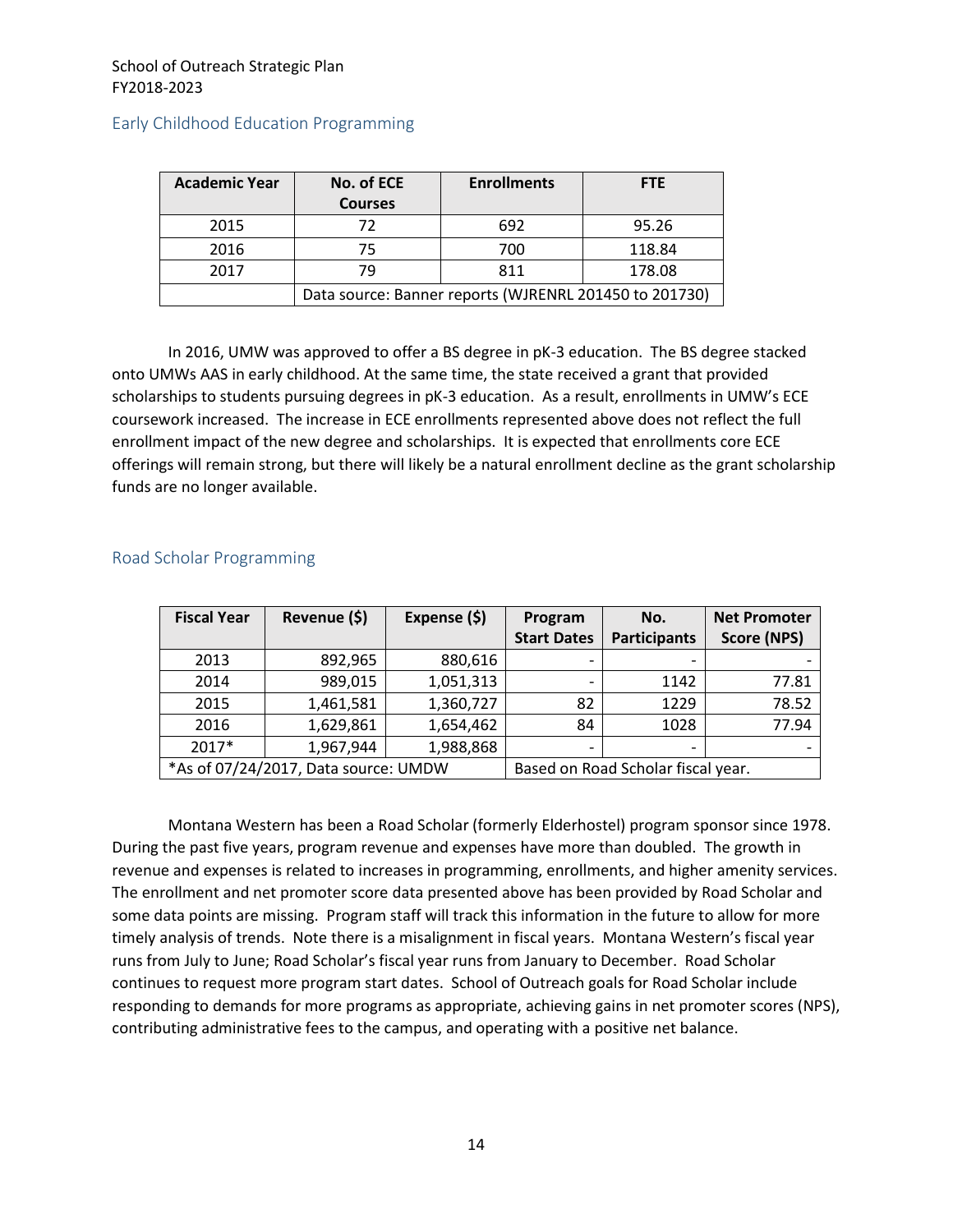## Early Childhood Education Programming

| Academic Year | No. of ECE Courses | Enrollments | FTE |
|---|---|---|---|
| 2015 | 72 | 692 | 95.26 |
| 2016 | 75 | 700 | 118.84 |
| 2017 | 79 | 811 | 178.08 |
| | Data source: Banner reports (WJRENRL 201450 to 201730) | | |

In 2016, UMW was approved to offer a BS degree in pK-3 education. The BS degree stacked onto UMWs AAS in early childhood. At the same time, the state received a grant that provided scholarships to students pursuing degrees in pK-3 education. As a result, enrollments in UMW's ECE coursework increased. The increase in ECE enrollments represented above does not reflect the full enrollment impact of the new degree and scholarships. It is expected that enrollments core ECE offerings will remain strong, but there will likely be a natural enrollment decline as the grant scholarship funds are no longer available.

## Road Scholar Programming

| Fiscal Year | Revenue ($) | Expense ($) | Program Start Dates | No. Participants | Net Promoter Score (NPS) |
|---|---|---|---|---|---|
| 2013 | 892,965 | 880,616 | - | - | - |
| 2014 | 989,015 | 1,051,313 | - | 1142 | 77.81 |
| 2015 | 1,461,581 | 1,360,727 | 82 | 1229 | 78.52 |
| 2016 | 1,629,861 | 1,654,462 | 84 | 1028 | 77.94 |
| 2017* | 1,967,944 | 1,988,868 | - | - | - |
| *As of 07/24/2017, Data source: UMDW | | | Based on Road Scholar fiscal year. | | |

Montana Western has been a Road Scholar (formerly Elderhostel) program sponsor since 1978. During the past five years, program revenue and expenses have more than doubled. The growth in revenue and expenses is related to increases in programming, enrollments, and higher amenity services. The enrollment and net promoter score data presented above has been provided by Road Scholar and some data points are missing. Program staff will track this information in the future to allow for more timely analysis of trends. Note there is a misalignment in fiscal years. Montana Western's fiscal year runs from July to June; Road Scholar's fiscal year runs from January to December. Road Scholar continues to request more program start dates. School of Outreach goals for Road Scholar include responding to demands for more programs as appropriate, achieving gains in net promoter scores (NPS), contributing administrative fees to the campus, and operating with a positive net balance.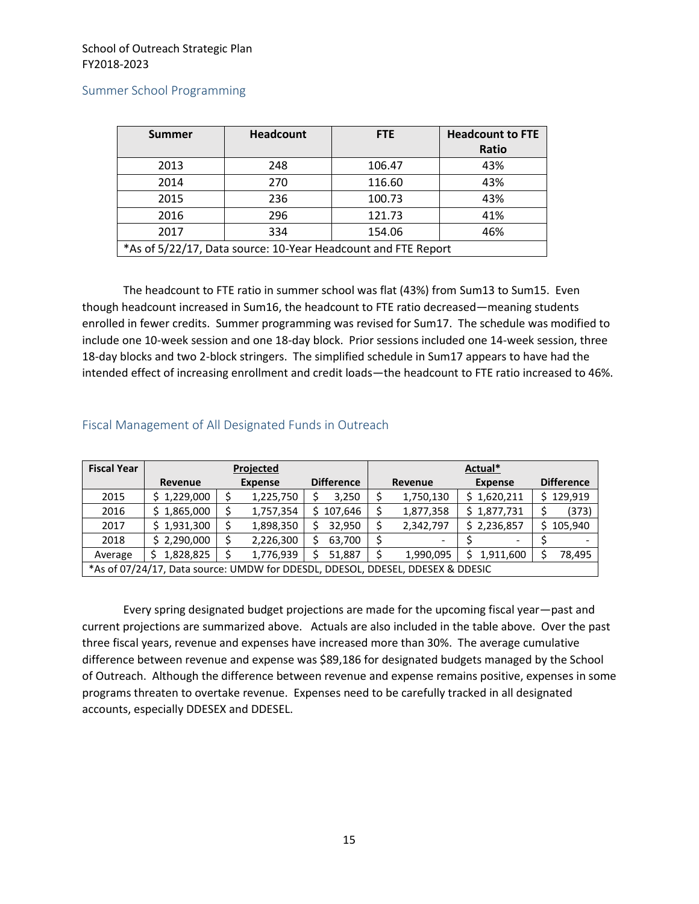## Summer School Programming

| Summer | Headcount | FTE | Headcount to FTE Ratio |
|---|---|---|---|
| 2013 | 248 | 106.47 | 43% |
| 2014 | 270 | 116.60 | 43% |
| 2015 | 236 | 100.73 | 43% |
| 2016 | 296 | 121.73 | 41% |
| 2017 | 334 | 154.06 | 46% |
| *As of 5/22/17, Data source: 10-Year Headcount and FTE Report | | | |

The headcount to FTE ratio in summer school was flat (43%) from Sum13 to Sum15. Even though headcount increased in Sum16, the headcount to FTE ratio decreased—meaning students enrolled in fewer credits. Summer programming was revised for Sum17. The schedule was modified to include one 10-week session and one 18-day block. Prior sessions included one 14-week session, three 18-day blocks and two 2-block stringers. The simplified schedule in Sum17 appears to have had the intended effect of increasing enrollment and credit loads—the headcount to FTE ratio increased to 46%.

## Fiscal Management of All Designated Funds in Outreach

| Fiscal Year | Projected | | | Actual* | | |
|---|---|---|---|---|---|---|
| | Revenue | Expense | Difference | Revenue | Expense | Difference |
| 2015 | $ 1,229,000 | $ 1,225,750 | $ 3,250 | $ 1,750,130 | $ 1,620,211 | $ 129,919 |
| 2016 | $ 1,865,000 | $ 1,757,354 | $ 107,646 | $ 1,877,358 | $ 1,877,731 | $ (373) |
| 2017 | $ 1,931,300 | $ 1,898,350 | $ 32,950 | $ 2,342,797 | $ 2,236,857 | $ 105,940 |
| 2018 | $ 2,290,000 | $ 2,226,300 | $ 63,700 | $ - | $ - | $ - |
| Average | $ 1,828,825 | $ 1,776,939 | $ 51,887 | $ 1,990,095 | $ 1,911,600 | $ 78,495 |
| *As of 07/24/17, Data source: UMDW for DDESDL, DDESOL, DDESEL, DDESEX & DDESIC | | | | | | |

Every spring designated budget projections are made for the upcoming fiscal year—past and current projections are summarized above. Actuals are also included in the table above. Over the past three fiscal years, revenue and expenses have increased more than 30%. The average cumulative difference between revenue and expense was $89,186 for designated budgets managed by the School of Outreach. Although the difference between revenue and expense remains positive, expenses in some programs threaten to overtake revenue. Expenses need to be carefully tracked in all designated accounts, especially DDESEX and DDESEL.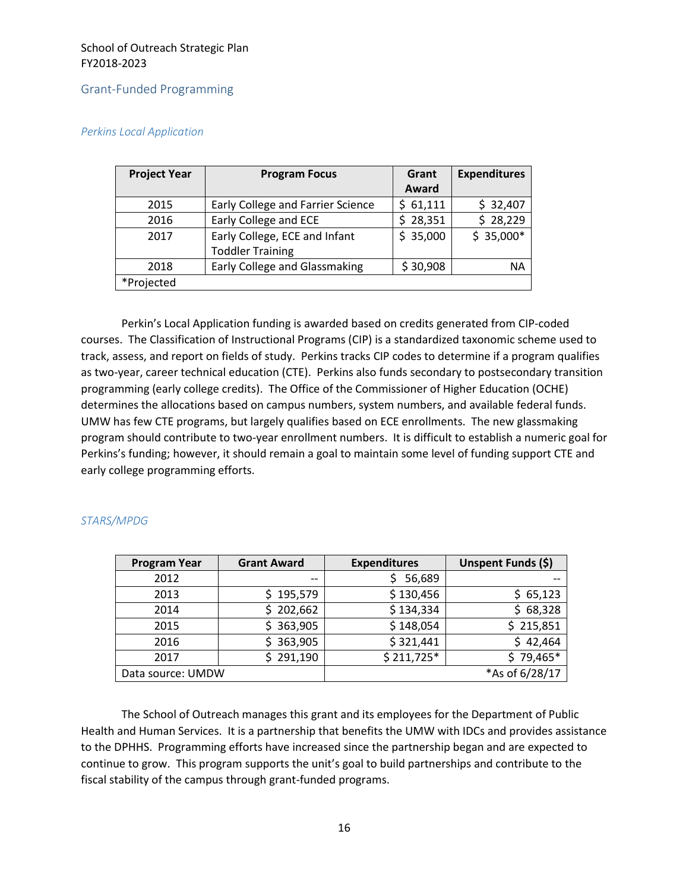## Grant-Funded Programming

### *Perkins Local Application*

| Project Year | Program Focus | Grant Award | Expenditures |
|---|---|---|---|
| 2015 | Early College and Farrier Science | $ 61,111 | $ 32,407 |
| 2016 | Early College and ECE | $ 28,351 | $ 28,229 |
| 2017 | Early College, ECE and Infant Toddler Training | $ 35,000 | $ 35,000* |
| 2018 | Early College and Glassmaking | $ 30,908 | NA |
| *Projected | | | |

Perkin's Local Application funding is awarded based on credits generated from CIP-coded courses. The Classification of Instructional Programs (CIP) is a standardized taxonomic scheme used to track, assess, and report on fields of study. Perkins tracks CIP codes to determine if a program qualifies as two-year, career technical education (CTE). Perkins also funds secondary to postsecondary transition programming (early college credits). The Office of the Commissioner of Higher Education (OCHE) determines the allocations based on campus numbers, system numbers, and available federal funds. UMW has few CTE programs, but largely qualifies based on ECE enrollments. The new glassmaking program should contribute to two-year enrollment numbers. It is difficult to establish a numeric goal for Perkins's funding; however, it should remain a goal to maintain some level of funding support CTE and early college programming efforts.

### *STARS/MPDG*

| Program Year | Grant Award | Expenditures | Unspent Funds ($) |
|---|---|---|---|
| 2012 | -- | $ 56,689 | -- |
| 2013 | $ 195,579 | $ 130,456 | $ 65,123 |
| 2014 | $ 202,662 | $ 134,334 | $ 68,328 |
| 2015 | $ 363,905 | $ 148,054 | $ 215,851 |
| 2016 | $ 363,905 | $ 321,441 | $ 42,464 |
| 2017 | $ 291,190 | $ 211,725* | $ 79,465* |
| Data source: UMDW | | *As of 6/28/17 | |

The School of Outreach manages this grant and its employees for the Department of Public Health and Human Services. It is a partnership that benefits the UMW with IDCs and provides assistance to the DPHHS. Programming efforts have increased since the partnership began and are expected to continue to grow. This program supports the unit's goal to build partnerships and contribute to the fiscal stability of the campus through grant-funded programs.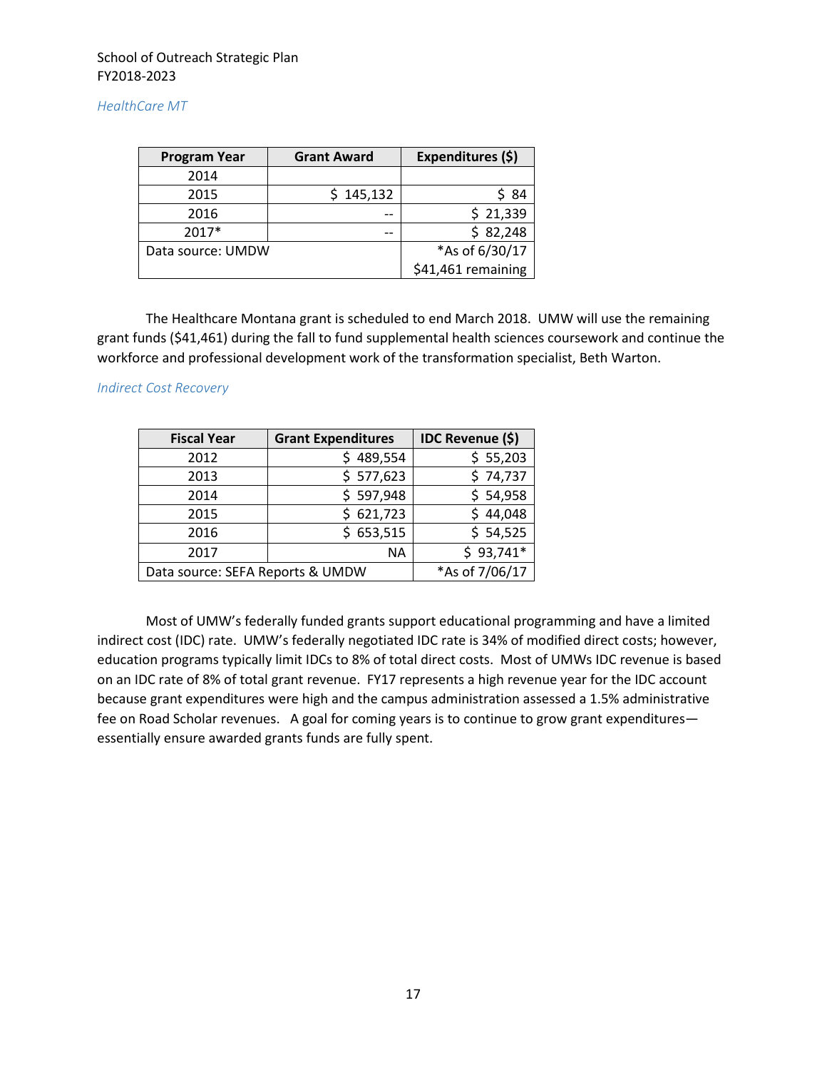*HealthCare MT*

| Program Year | Grant Award | Expenditures ($) |
|---|---|---|
| 2014 | | |
| 2015 | $ 145,132 | $ 84 |
| 2016 | -- | $ 21,339 |
| 2017* | -- | $ 82,248 |
| Data source: UMDW | | *As of 6/30/17<br>$41,461 remaining |

The Healthcare Montana grant is scheduled to end March 2018. UMW will use the remaining grant funds ($41,461) during the fall to fund supplemental health sciences coursework and continue the workforce and professional development work of the transformation specialist, Beth Warton.

*Indirect Cost Recovery*

| Fiscal Year | Grant Expenditures | IDC Revenue ($) |
|---|---|---|
| 2012 | $ 489,554 | $ 55,203 |
| 2013 | $ 577,623 | $ 74,737 |
| 2014 | $ 597,948 | $ 54,958 |
| 2015 | $ 621,723 | $ 44,048 |
| 2016 | $ 653,515 | $ 54,525 |
| 2017 | NA | $ 93,741* |
| Data source: SEFA Reports & UMDW | | *As of 7/06/17 |

Most of UMW's federally funded grants support educational programming and have a limited indirect cost (IDC) rate. UMW's federally negotiated IDC rate is 34% of modified direct costs; however, education programs typically limit IDCs to 8% of total direct costs. Most of UMWs IDC revenue is based on an IDC rate of 8% of total grant revenue. FY17 represents a high revenue year for the IDC account because grant expenditures were high and the campus administration assessed a 1.5% administrative fee on Road Scholar revenues. A goal for coming years is to continue to grow grant expenditures—essentially ensure awarded grants funds are fully spent.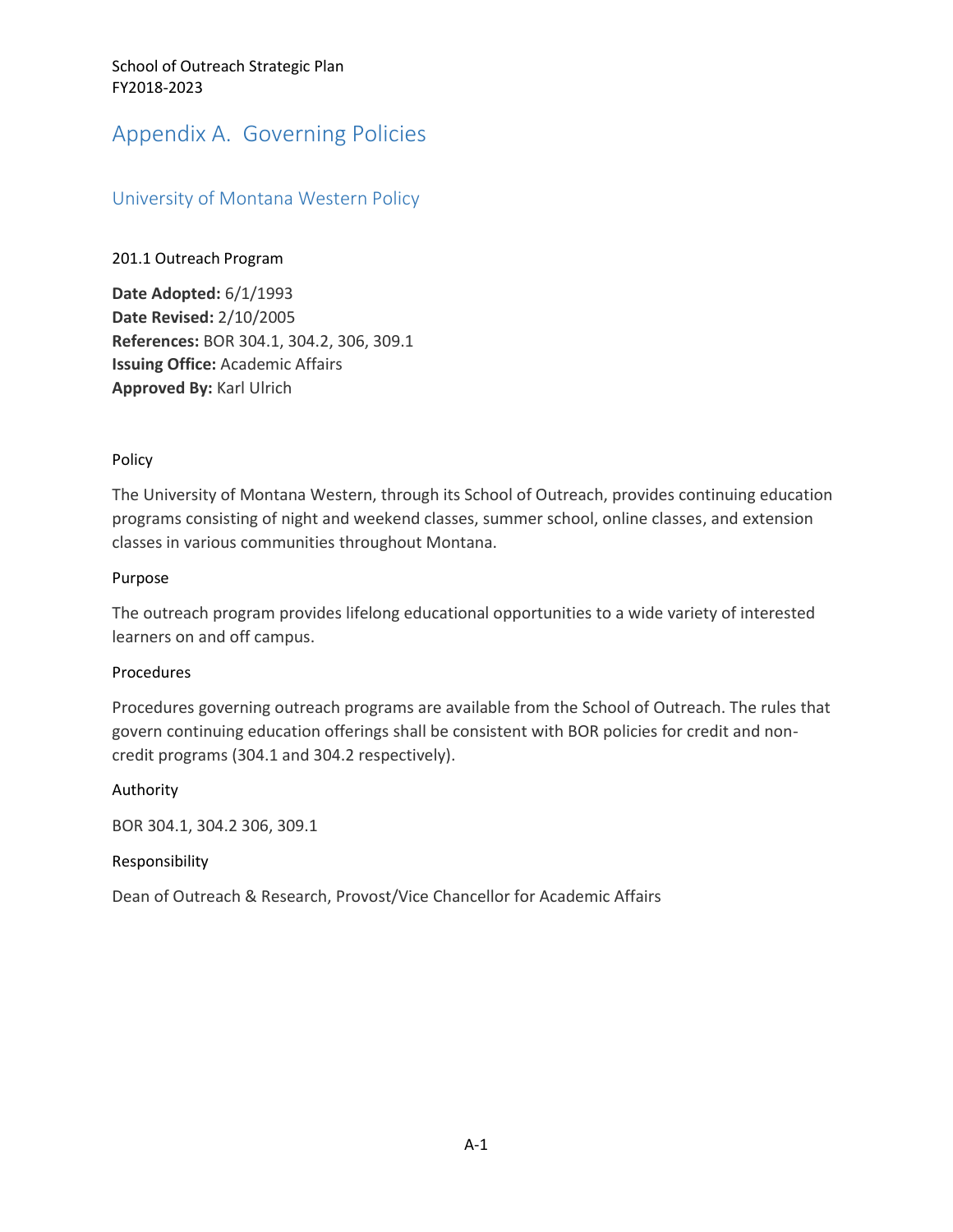# Appendix A. Governing Policies

## University of Montana Western Policy

### 201.1 Outreach Program

**Date Adopted:** 6/1/1993
**Date Revised:** 2/10/2005
**References:** BOR 304.1, 304.2, 306, 309.1
**Issuing Office:** Academic Affairs
**Approved By:** Karl Ulrich

#### Policy

The University of Montana Western, through its School of Outreach, provides continuing education programs consisting of night and weekend classes, summer school, online classes, and extension classes in various communities throughout Montana.

#### Purpose

The outreach program provides lifelong educational opportunities to a wide variety of interested learners on and off campus.

#### Procedures

Procedures governing outreach programs are available from the School of Outreach. The rules that govern continuing education offerings shall be consistent with BOR policies for credit and non-credit programs (304.1 and 304.2 respectively).

#### Authority

BOR 304.1, 304.2 306, 309.1

#### Responsibility

Dean of Outreach & Research, Provost/Vice Chancellor for Academic Affairs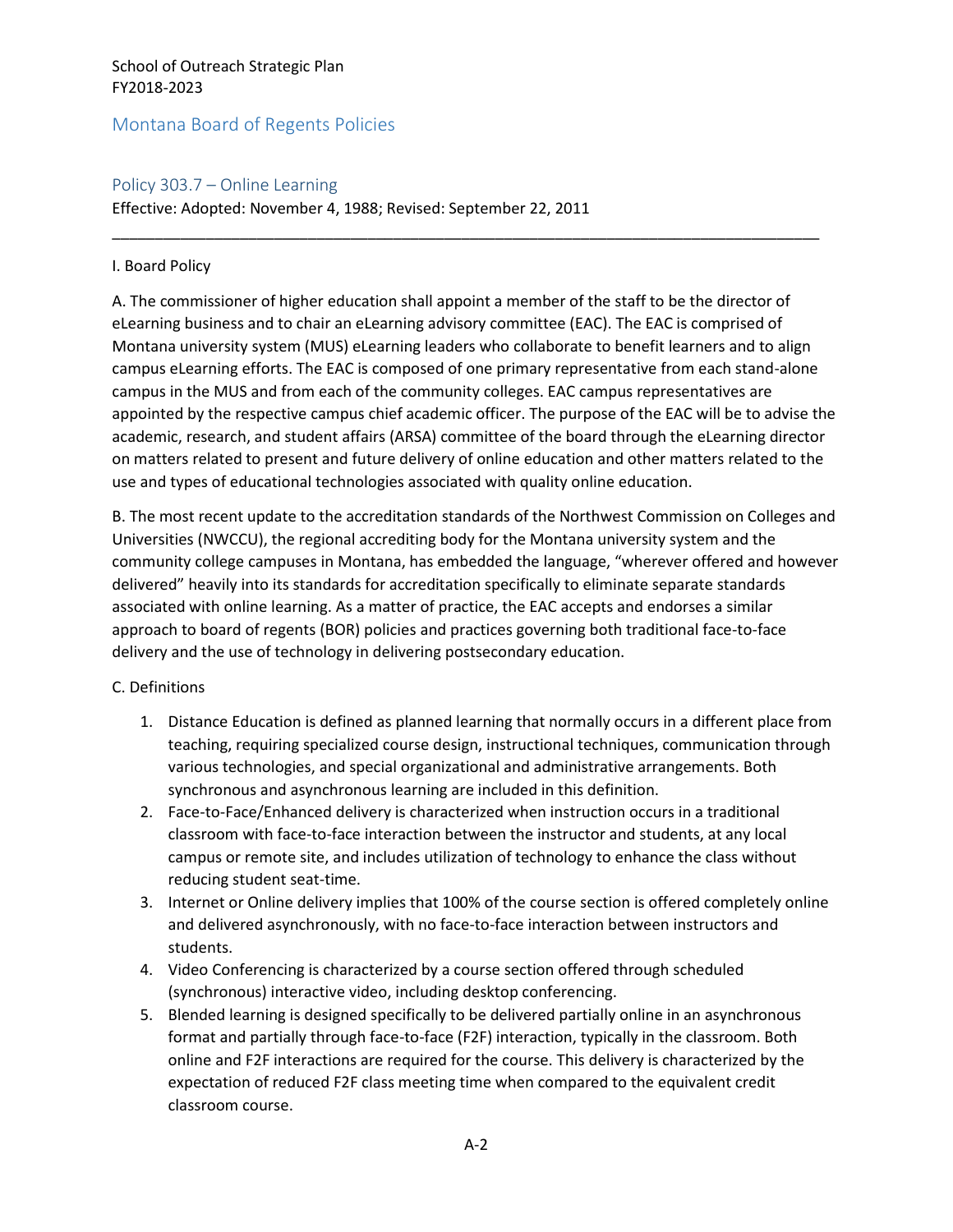## Montana Board of Regents Policies

### Policy 303.7 – Online Learning

Effective: Adopted: November 4, 1988; Revised: September 22, 2011

---

I. Board Policy

A. The commissioner of higher education shall appoint a member of the staff to be the director of eLearning business and to chair an eLearning advisory committee (EAC). The EAC is comprised of Montana university system (MUS) eLearning leaders who collaborate to benefit learners and to align campus eLearning efforts. The EAC is composed of one primary representative from each stand-alone campus in the MUS and from each of the community colleges. EAC campus representatives are appointed by the respective campus chief academic officer. The purpose of the EAC will be to advise the academic, research, and student affairs (ARSA) committee of the board through the eLearning director on matters related to present and future delivery of online education and other matters related to the use and types of educational technologies associated with quality online education.

B. The most recent update to the accreditation standards of the Northwest Commission on Colleges and Universities (NWCCU), the regional accrediting body for the Montana university system and the community college campuses in Montana, has embedded the language, "wherever offered and however delivered" heavily into its standards for accreditation specifically to eliminate separate standards associated with online learning. As a matter of practice, the EAC accepts and endorses a similar approach to board of regents (BOR) policies and practices governing both traditional face-to-face delivery and the use of technology in delivering postsecondary education.

C. Definitions

1. Distance Education is defined as planned learning that normally occurs in a different place from teaching, requiring specialized course design, instructional techniques, communication through various technologies, and special organizational and administrative arrangements. Both synchronous and asynchronous learning are included in this definition.
2. Face-to-Face/Enhanced delivery is characterized when instruction occurs in a traditional classroom with face-to-face interaction between the instructor and students, at any local campus or remote site, and includes utilization of technology to enhance the class without reducing student seat-time.
3. Internet or Online delivery implies that 100% of the course section is offered completely online and delivered asynchronously, with no face-to-face interaction between instructors and students.
4. Video Conferencing is characterized by a course section offered through scheduled (synchronous) interactive video, including desktop conferencing.
5. Blended learning is designed specifically to be delivered partially online in an asynchronous format and partially through face-to-face (F2F) interaction, typically in the classroom. Both online and F2F interactions are required for the course. This delivery is characterized by the expectation of reduced F2F class meeting time when compared to the equivalent credit classroom course.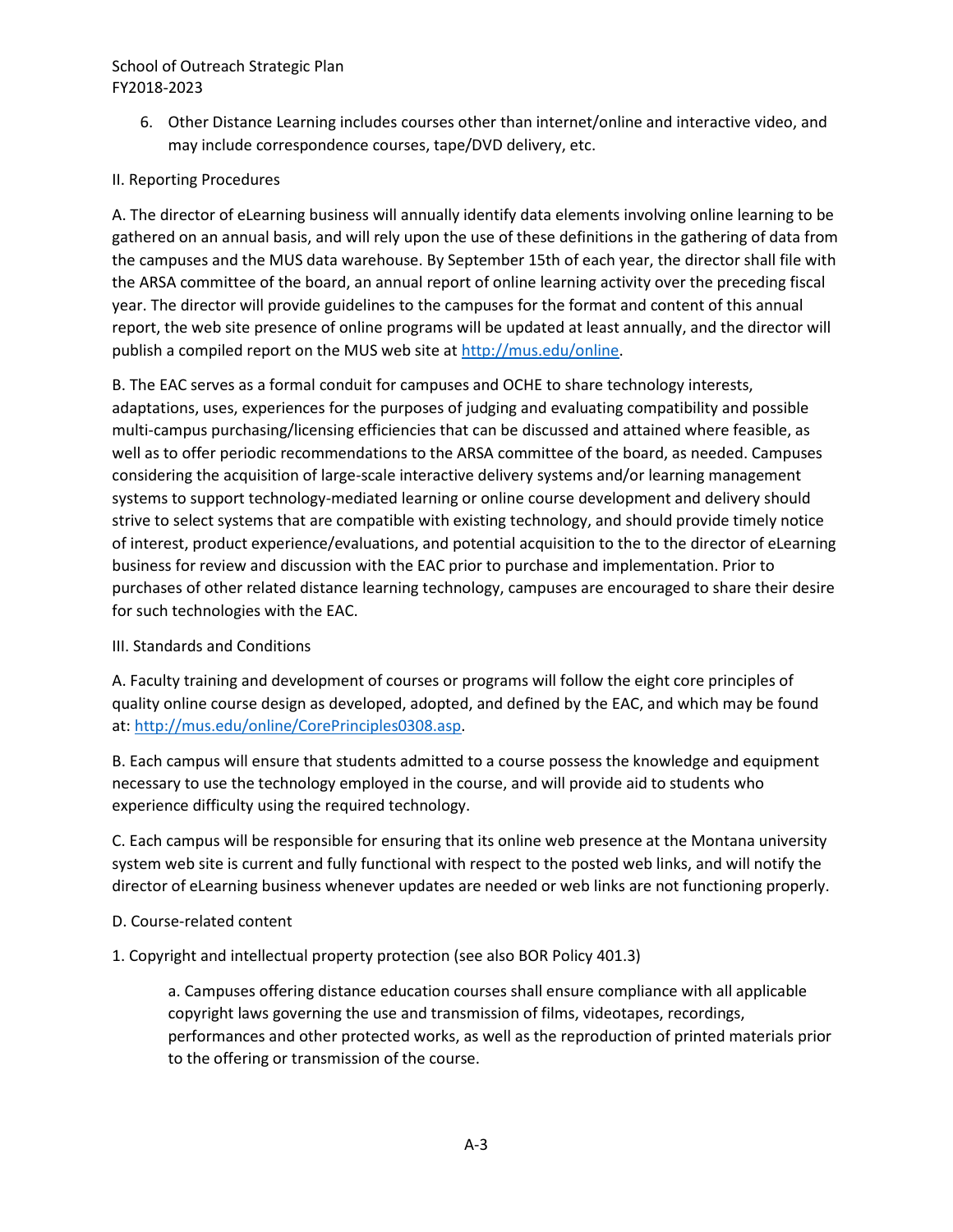6. Other Distance Learning includes courses other than internet/online and interactive video, and may include correspondence courses, tape/DVD delivery, etc.

II. Reporting Procedures

A. The director of eLearning business will annually identify data elements involving online learning to be gathered on an annual basis, and will rely upon the use of these definitions in the gathering of data from the campuses and the MUS data warehouse. By September 15th of each year, the director shall file with the ARSA committee of the board, an annual report of online learning activity over the preceding fiscal year. The director will provide guidelines to the campuses for the format and content of this annual report, the web site presence of online programs will be updated at least annually, and the director will publish a compiled report on the MUS web site at http://mus.edu/online.

B. The EAC serves as a formal conduit for campuses and OCHE to share technology interests, adaptations, uses, experiences for the purposes of judging and evaluating compatibility and possible multi-campus purchasing/licensing efficiencies that can be discussed and attained where feasible, as well as to offer periodic recommendations to the ARSA committee of the board, as needed. Campuses considering the acquisition of large-scale interactive delivery systems and/or learning management systems to support technology-mediated learning or online course development and delivery should strive to select systems that are compatible with existing technology, and should provide timely notice of interest, product experience/evaluations, and potential acquisition to the to the director of eLearning business for review and discussion with the EAC prior to purchase and implementation. Prior to purchases of other related distance learning technology, campuses are encouraged to share their desire for such technologies with the EAC.

III. Standards and Conditions

A. Faculty training and development of courses or programs will follow the eight core principles of quality online course design as developed, adopted, and defined by the EAC, and which may be found at: http://mus.edu/online/CorePrinciples0308.asp.

B. Each campus will ensure that students admitted to a course possess the knowledge and equipment necessary to use the technology employed in the course, and will provide aid to students who experience difficulty using the required technology.

C. Each campus will be responsible for ensuring that its online web presence at the Montana university system web site is current and fully functional with respect to the posted web links, and will notify the director of eLearning business whenever updates are needed or web links are not functioning properly.

D. Course-related content

1. Copyright and intellectual property protection (see also BOR Policy 401.3)

   a. Campuses offering distance education courses shall ensure compliance with all applicable copyright laws governing the use and transmission of films, videotapes, recordings, performances and other protected works, as well as the reproduction of printed materials prior to the offering or transmission of the course.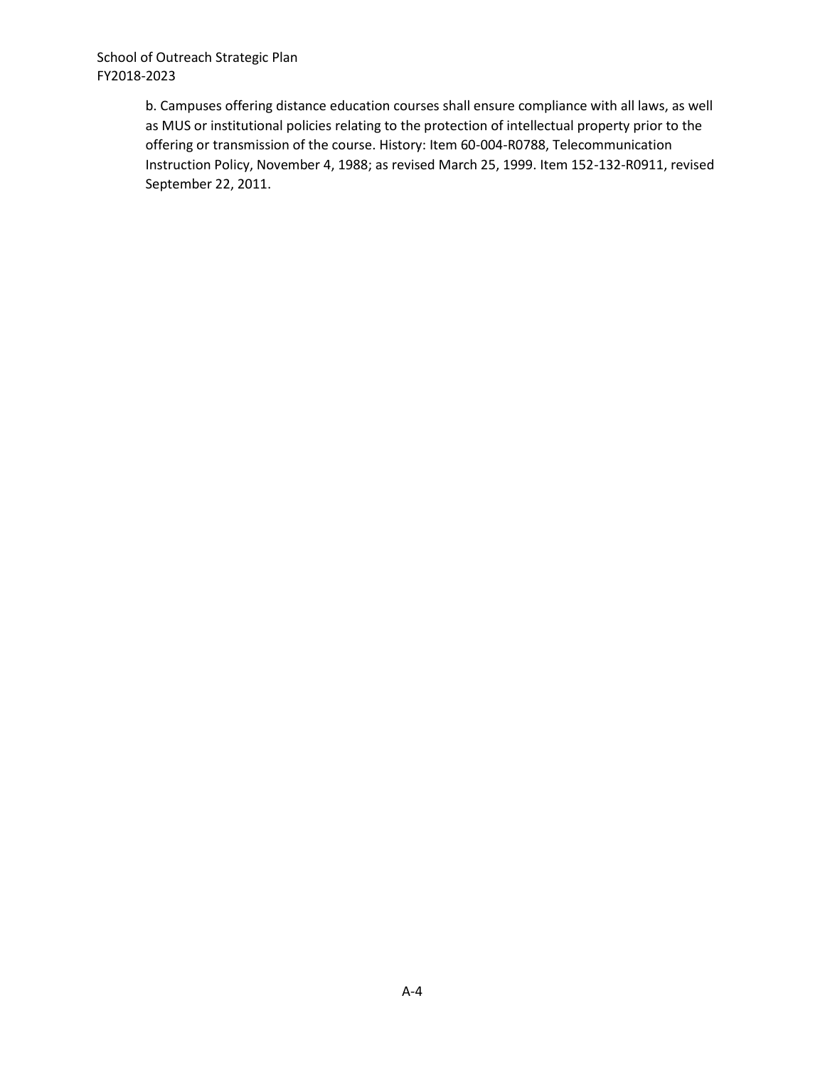b. Campuses offering distance education courses shall ensure compliance with all laws, as well as MUS or institutional policies relating to the protection of intellectual property prior to the offering or transmission of the course. History: Item 60-004-R0788, Telecommunication Instruction Policy, November 4, 1988; as revised March 25, 1999. Item 152-132-R0911, revised September 22, 2011.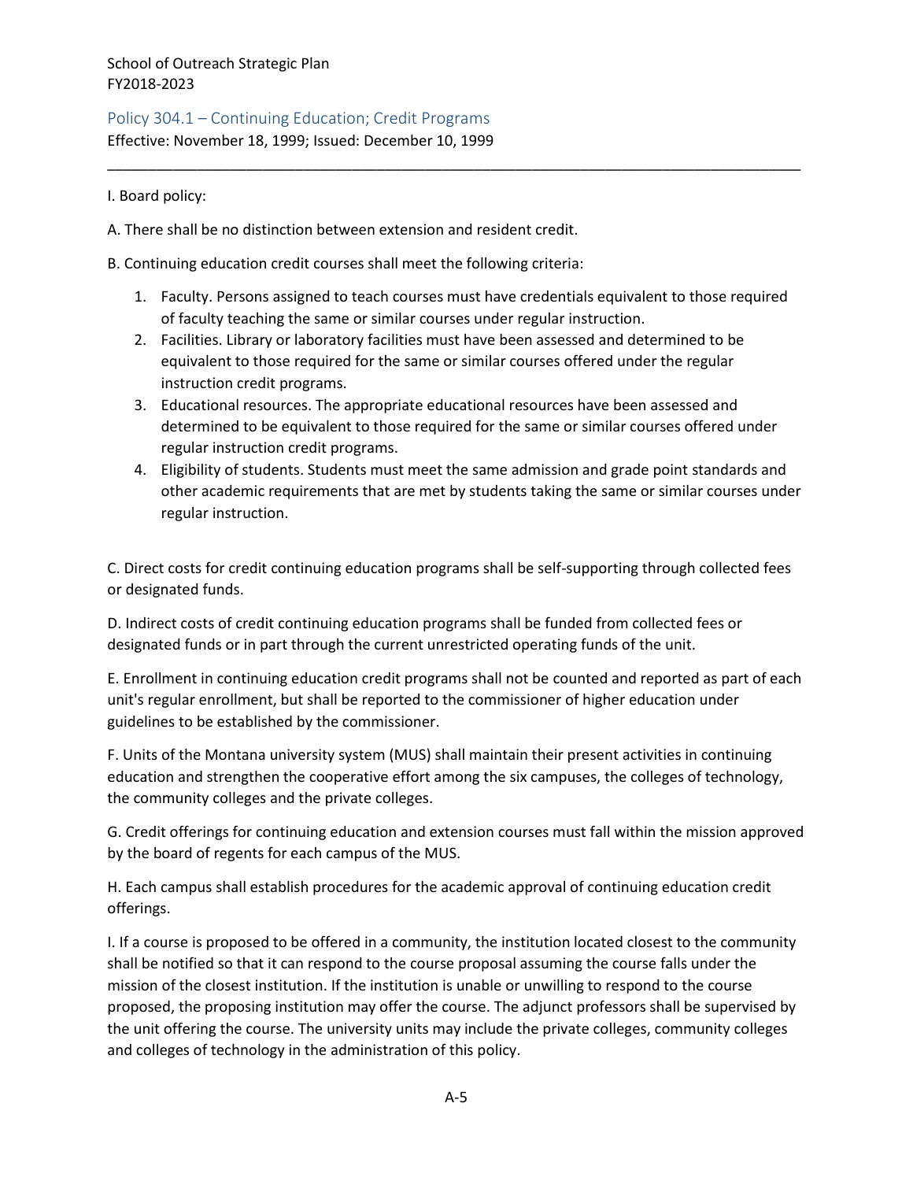## Policy 304.1 – Continuing Education; Credit Programs

Effective: November 18, 1999; Issued: December 10, 1999

---

I. Board policy:

A. There shall be no distinction between extension and resident credit.

B. Continuing education credit courses shall meet the following criteria:

1. Faculty. Persons assigned to teach courses must have credentials equivalent to those required of faculty teaching the same or similar courses under regular instruction.
2. Facilities. Library or laboratory facilities must have been assessed and determined to be equivalent to those required for the same or similar courses offered under the regular instruction credit programs.
3. Educational resources. The appropriate educational resources have been assessed and determined to be equivalent to those required for the same or similar courses offered under regular instruction credit programs.
4. Eligibility of students. Students must meet the same admission and grade point standards and other academic requirements that are met by students taking the same or similar courses under regular instruction.

C. Direct costs for credit continuing education programs shall be self-supporting through collected fees or designated funds.

D. Indirect costs of credit continuing education programs shall be funded from collected fees or designated funds or in part through the current unrestricted operating funds of the unit.

E. Enrollment in continuing education credit programs shall not be counted and reported as part of each unit's regular enrollment, but shall be reported to the commissioner of higher education under guidelines to be established by the commissioner.

F. Units of the Montana university system (MUS) shall maintain their present activities in continuing education and strengthen the cooperative effort among the six campuses, the colleges of technology, the community colleges and the private colleges.

G. Credit offerings for continuing education and extension courses must fall within the mission approved by the board of regents for each campus of the MUS.

H. Each campus shall establish procedures for the academic approval of continuing education credit offerings.

I. If a course is proposed to be offered in a community, the institution located closest to the community shall be notified so that it can respond to the course proposal assuming the course falls under the mission of the closest institution. If the institution is unable or unwilling to respond to the course proposed, the proposing institution may offer the course. The adjunct professors shall be supervised by the unit offering the course. The university units may include the private colleges, community colleges and colleges of technology in the administration of this policy.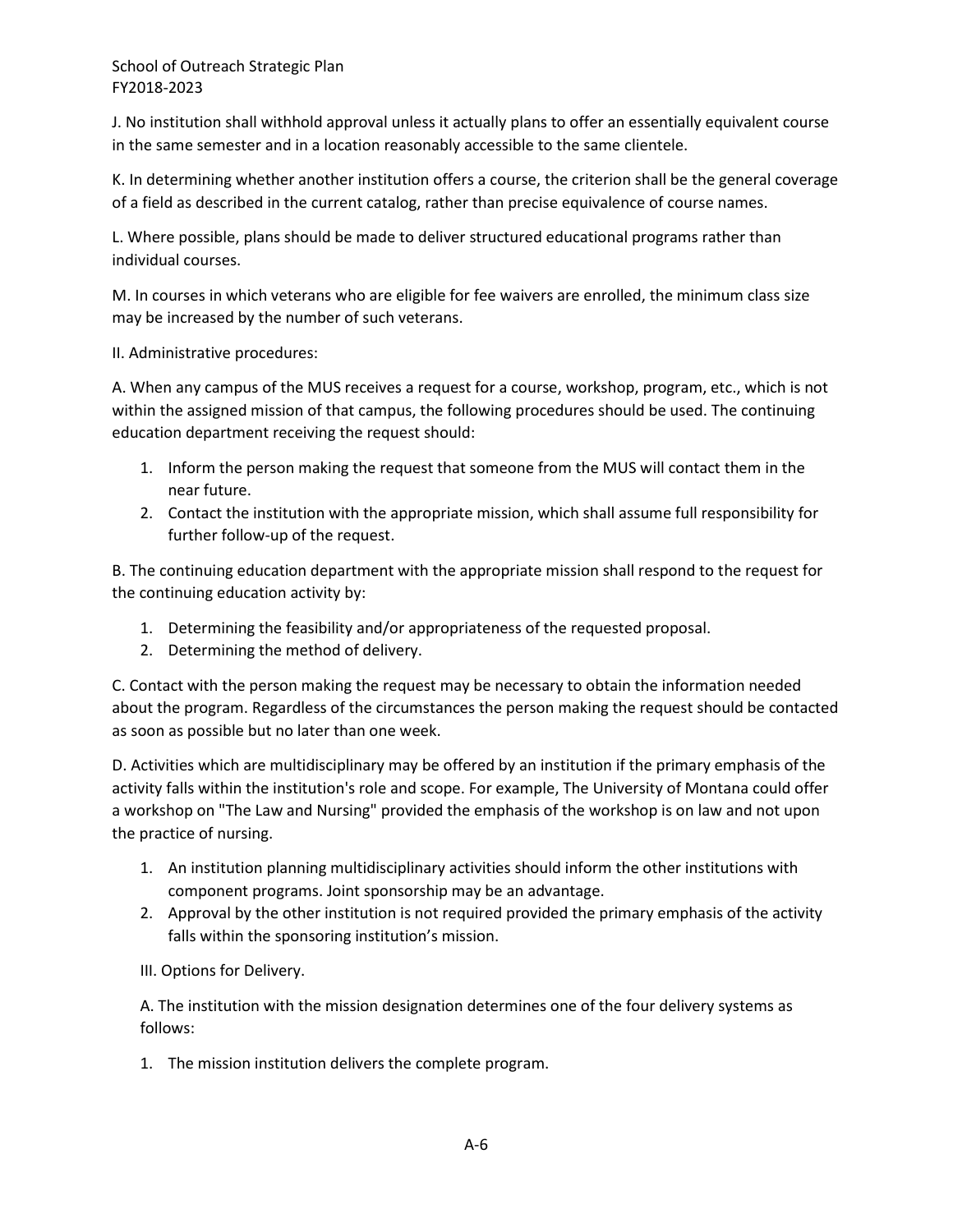J. No institution shall withhold approval unless it actually plans to offer an essentially equivalent course in the same semester and in a location reasonably accessible to the same clientele.

K. In determining whether another institution offers a course, the criterion shall be the general coverage of a field as described in the current catalog, rather than precise equivalence of course names.

L. Where possible, plans should be made to deliver structured educational programs rather than individual courses.

M. In courses in which veterans who are eligible for fee waivers are enrolled, the minimum class size may be increased by the number of such veterans.

II. Administrative procedures:

A. When any campus of the MUS receives a request for a course, workshop, program, etc., which is not within the assigned mission of that campus, the following procedures should be used. The continuing education department receiving the request should:

1. Inform the person making the request that someone from the MUS will contact them in the near future.
2. Contact the institution with the appropriate mission, which shall assume full responsibility for further follow-up of the request.

B. The continuing education department with the appropriate mission shall respond to the request for the continuing education activity by:

1. Determining the feasibility and/or appropriateness of the requested proposal.
2. Determining the method of delivery.

C. Contact with the person making the request may be necessary to obtain the information needed about the program. Regardless of the circumstances the person making the request should be contacted as soon as possible but no later than one week.

D. Activities which are multidisciplinary may be offered by an institution if the primary emphasis of the activity falls within the institution's role and scope. For example, The University of Montana could offer a workshop on "The Law and Nursing" provided the emphasis of the workshop is on law and not upon the practice of nursing.

1. An institution planning multidisciplinary activities should inform the other institutions with component programs. Joint sponsorship may be an advantage.
2. Approval by the other institution is not required provided the primary emphasis of the activity falls within the sponsoring institution's mission.

III. Options for Delivery.

A. The institution with the mission designation determines one of the four delivery systems as follows:

1. The mission institution delivers the complete program.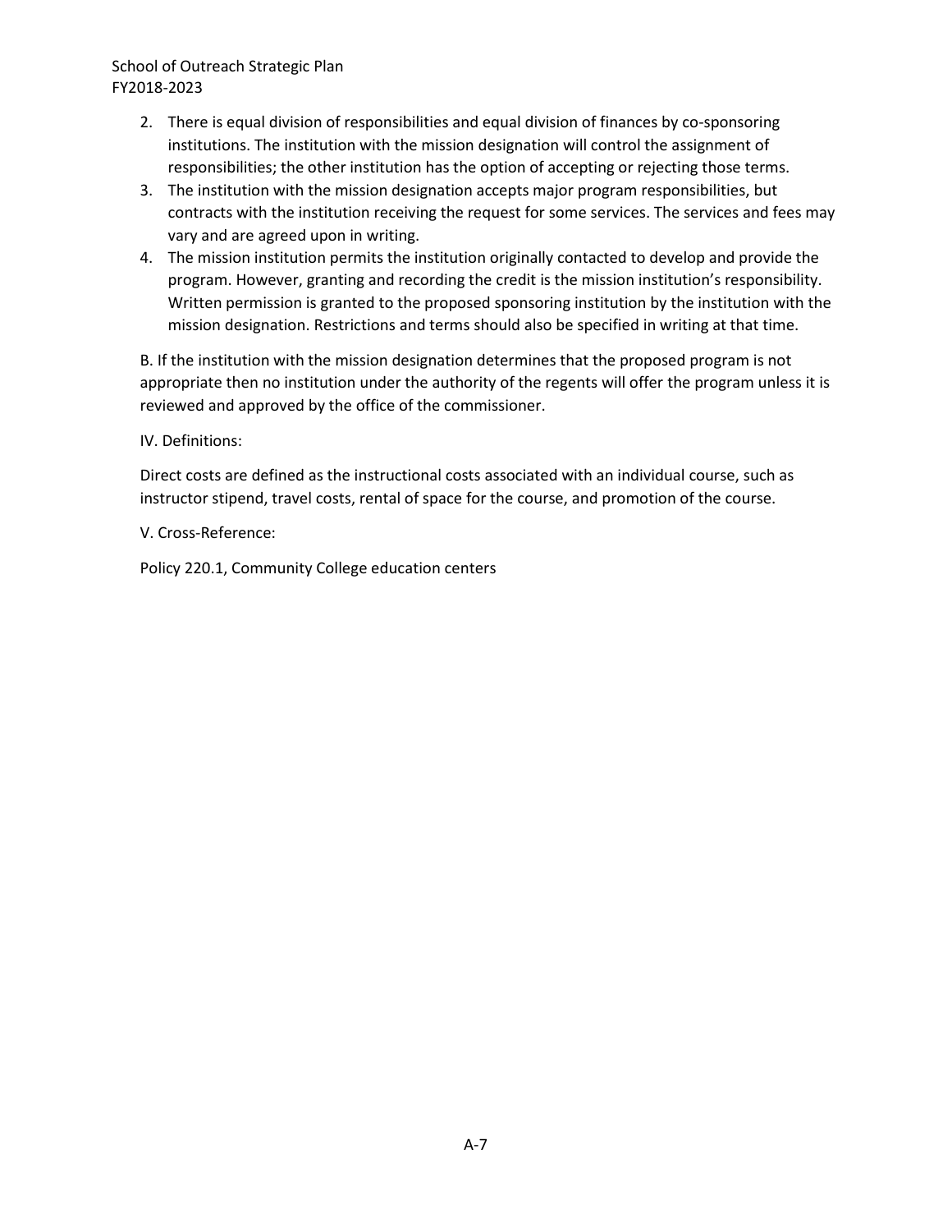2. There is equal division of responsibilities and equal division of finances by co-sponsoring institutions. The institution with the mission designation will control the assignment of responsibilities; the other institution has the option of accepting or rejecting those terms.
3. The institution with the mission designation accepts major program responsibilities, but contracts with the institution receiving the request for some services. The services and fees may vary and are agreed upon in writing.
4. The mission institution permits the institution originally contacted to develop and provide the program. However, granting and recording the credit is the mission institution's responsibility. Written permission is granted to the proposed sponsoring institution by the institution with the mission designation. Restrictions and terms should also be specified in writing at that time.

B. If the institution with the mission designation determines that the proposed program is not appropriate then no institution under the authority of the regents will offer the program unless it is reviewed and approved by the office of the commissioner.

IV. Definitions:

Direct costs are defined as the instructional costs associated with an individual course, such as instructor stipend, travel costs, rental of space for the course, and promotion of the course.

V. Cross-Reference:

Policy 220.1, Community College education centers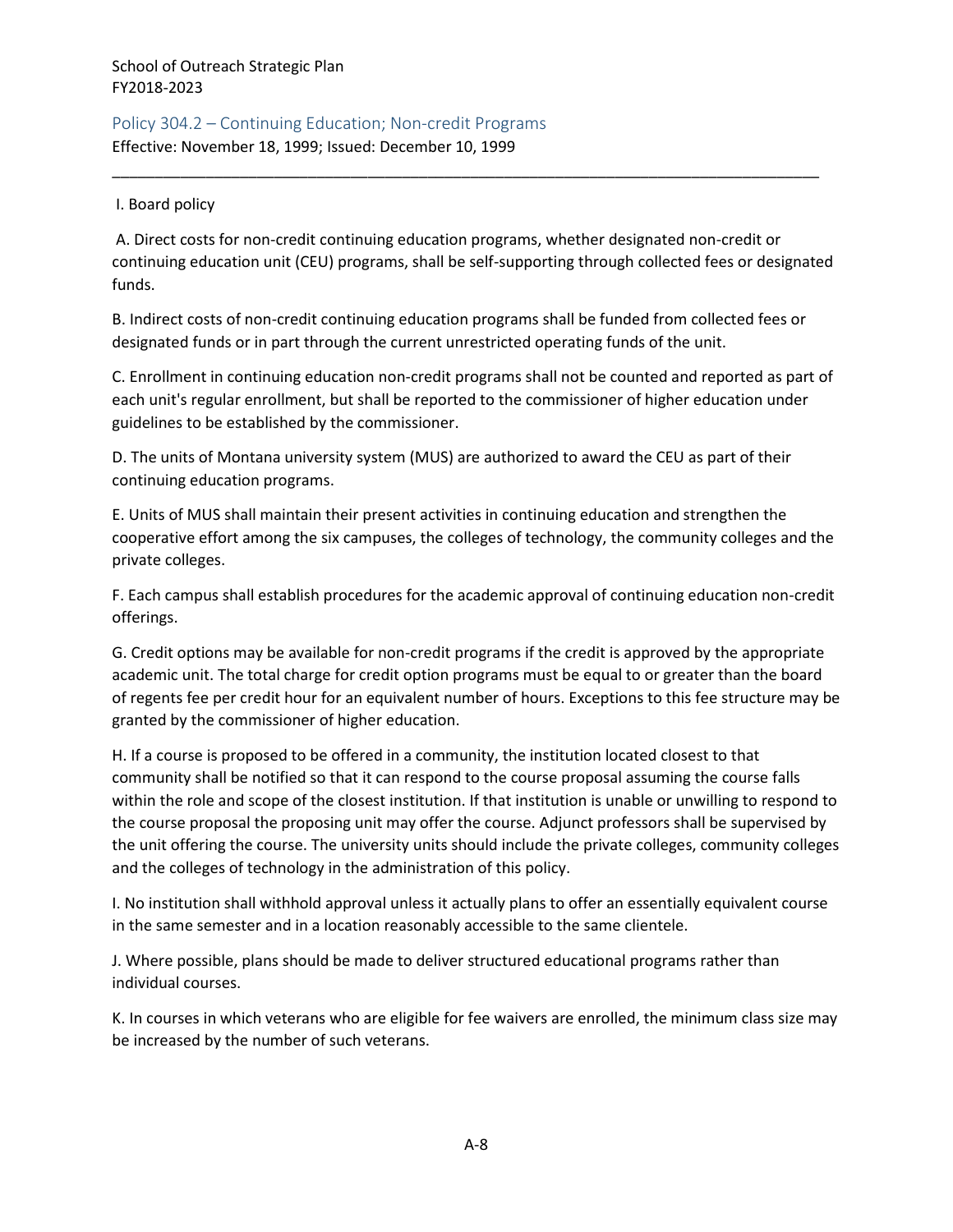## Policy 304.2 – Continuing Education; Non-credit Programs

Effective: November 18, 1999; Issued: December 10, 1999

---

I. Board policy

A. Direct costs for non-credit continuing education programs, whether designated non-credit or continuing education unit (CEU) programs, shall be self-supporting through collected fees or designated funds.

B. Indirect costs of non-credit continuing education programs shall be funded from collected fees or designated funds or in part through the current unrestricted operating funds of the unit.

C. Enrollment in continuing education non-credit programs shall not be counted and reported as part of each unit's regular enrollment, but shall be reported to the commissioner of higher education under guidelines to be established by the commissioner.

D. The units of Montana university system (MUS) are authorized to award the CEU as part of their continuing education programs.

E. Units of MUS shall maintain their present activities in continuing education and strengthen the cooperative effort among the six campuses, the colleges of technology, the community colleges and the private colleges.

F. Each campus shall establish procedures for the academic approval of continuing education non-credit offerings.

G. Credit options may be available for non-credit programs if the credit is approved by the appropriate academic unit. The total charge for credit option programs must be equal to or greater than the board of regents fee per credit hour for an equivalent number of hours. Exceptions to this fee structure may be granted by the commissioner of higher education.

H. If a course is proposed to be offered in a community, the institution located closest to that community shall be notified so that it can respond to the course proposal assuming the course falls within the role and scope of the closest institution. If that institution is unable or unwilling to respond to the course proposal the proposing unit may offer the course. Adjunct professors shall be supervised by the unit offering the course. The university units should include the private colleges, community colleges and the colleges of technology in the administration of this policy.

I. No institution shall withhold approval unless it actually plans to offer an essentially equivalent course in the same semester and in a location reasonably accessible to the same clientele.

J. Where possible, plans should be made to deliver structured educational programs rather than individual courses.

K. In courses in which veterans who are eligible for fee waivers are enrolled, the minimum class size may be increased by the number of such veterans.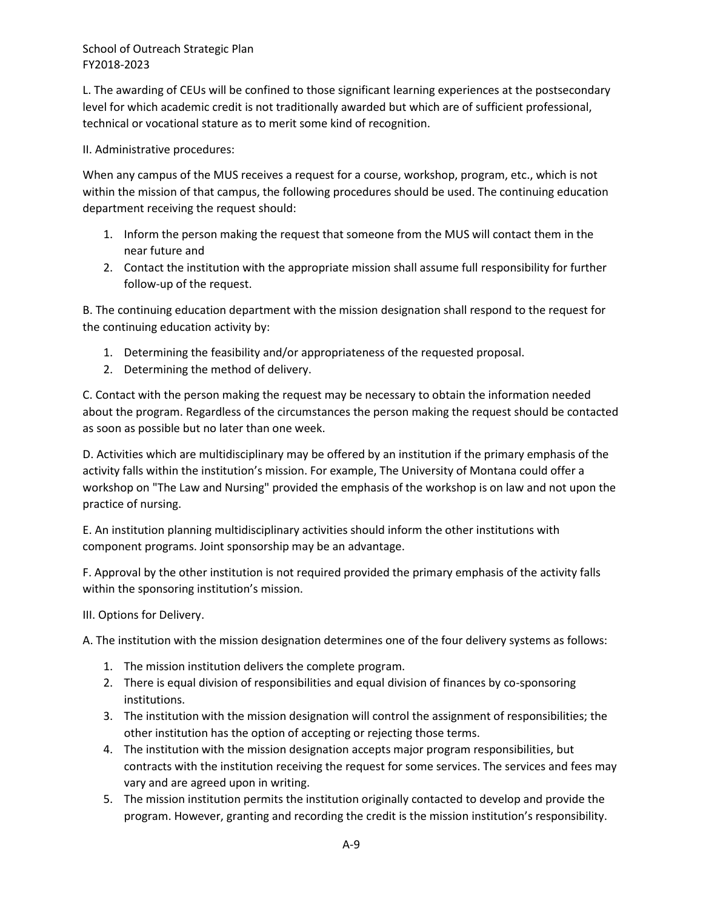L. The awarding of CEUs will be confined to those significant learning experiences at the postsecondary level for which academic credit is not traditionally awarded but which are of sufficient professional, technical or vocational stature as to merit some kind of recognition.

II. Administrative procedures:

When any campus of the MUS receives a request for a course, workshop, program, etc., which is not within the mission of that campus, the following procedures should be used. The continuing education department receiving the request should:

1. Inform the person making the request that someone from the MUS will contact them in the near future and
2. Contact the institution with the appropriate mission shall assume full responsibility for further follow-up of the request.

B. The continuing education department with the mission designation shall respond to the request for the continuing education activity by:

1. Determining the feasibility and/or appropriateness of the requested proposal.
2. Determining the method of delivery.

C. Contact with the person making the request may be necessary to obtain the information needed about the program. Regardless of the circumstances the person making the request should be contacted as soon as possible but no later than one week.

D. Activities which are multidisciplinary may be offered by an institution if the primary emphasis of the activity falls within the institution's mission. For example, The University of Montana could offer a workshop on "The Law and Nursing" provided the emphasis of the workshop is on law and not upon the practice of nursing.

E. An institution planning multidisciplinary activities should inform the other institutions with component programs. Joint sponsorship may be an advantage.

F. Approval by the other institution is not required provided the primary emphasis of the activity falls within the sponsoring institution's mission.

III. Options for Delivery.

A. The institution with the mission designation determines one of the four delivery systems as follows:

1. The mission institution delivers the complete program.
2. There is equal division of responsibilities and equal division of finances by co-sponsoring institutions.
3. The institution with the mission designation will control the assignment of responsibilities; the other institution has the option of accepting or rejecting those terms.
4. The institution with the mission designation accepts major program responsibilities, but contracts with the institution receiving the request for some services. The services and fees may vary and are agreed upon in writing.
5. The mission institution permits the institution originally contacted to develop and provide the program. However, granting and recording the credit is the mission institution's responsibility.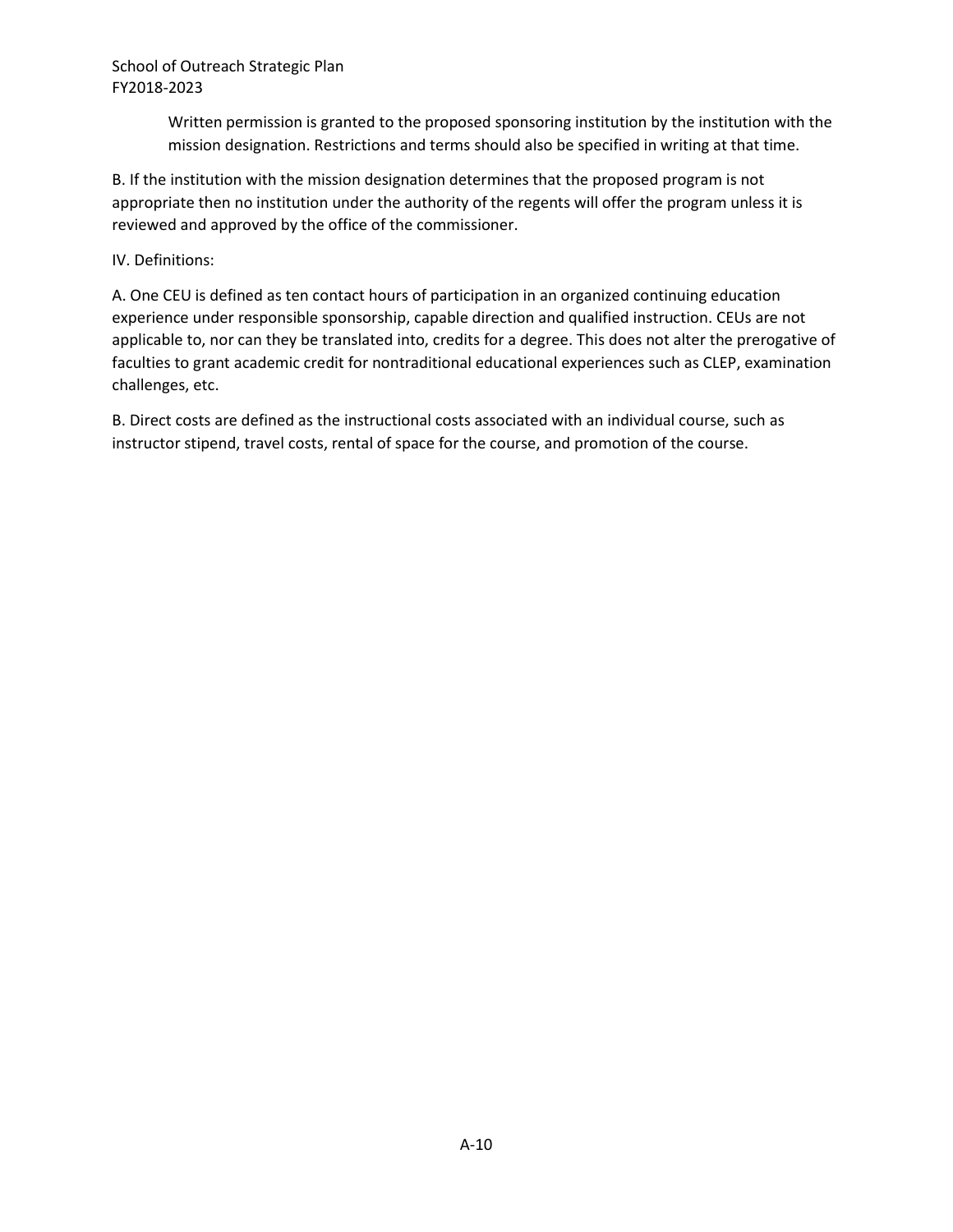Written permission is granted to the proposed sponsoring institution by the institution with the mission designation. Restrictions and terms should also be specified in writing at that time.

B. If the institution with the mission designation determines that the proposed program is not appropriate then no institution under the authority of the regents will offer the program unless it is reviewed and approved by the office of the commissioner.

IV. Definitions:

A. One CEU is defined as ten contact hours of participation in an organized continuing education experience under responsible sponsorship, capable direction and qualified instruction. CEUs are not applicable to, nor can they be translated into, credits for a degree. This does not alter the prerogative of faculties to grant academic credit for nontraditional educational experiences such as CLEP, examination challenges, etc.

B. Direct costs are defined as the instructional costs associated with an individual course, such as instructor stipend, travel costs, rental of space for the course, and promotion of the course.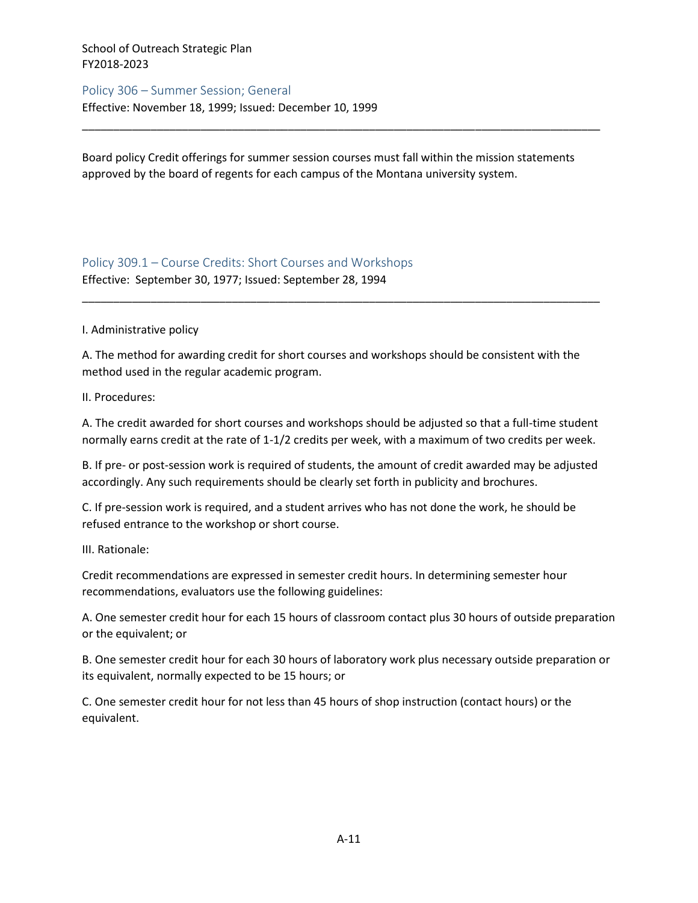## Policy 306 – Summer Session; General

Effective: November 18, 1999; Issued: December 10, 1999

---

Board policy Credit offerings for summer session courses must fall within the mission statements approved by the board of regents for each campus of the Montana university system.

## Policy 309.1 – Course Credits: Short Courses and Workshops

Effective: September 30, 1977; Issued: September 28, 1994

---

I. Administrative policy

A. The method for awarding credit for short courses and workshops should be consistent with the method used in the regular academic program.

II. Procedures:

A. The credit awarded for short courses and workshops should be adjusted so that a full-time student normally earns credit at the rate of 1-1/2 credits per week, with a maximum of two credits per week.

B. If pre- or post-session work is required of students, the amount of credit awarded may be adjusted accordingly. Any such requirements should be clearly set forth in publicity and brochures.

C. If pre-session work is required, and a student arrives who has not done the work, he should be refused entrance to the workshop or short course.

III. Rationale:

Credit recommendations are expressed in semester credit hours. In determining semester hour recommendations, evaluators use the following guidelines:

A. One semester credit hour for each 15 hours of classroom contact plus 30 hours of outside preparation or the equivalent; or

B. One semester credit hour for each 30 hours of laboratory work plus necessary outside preparation or its equivalent, normally expected to be 15 hours; or

C. One semester credit hour for not less than 45 hours of shop instruction (contact hours) or the equivalent.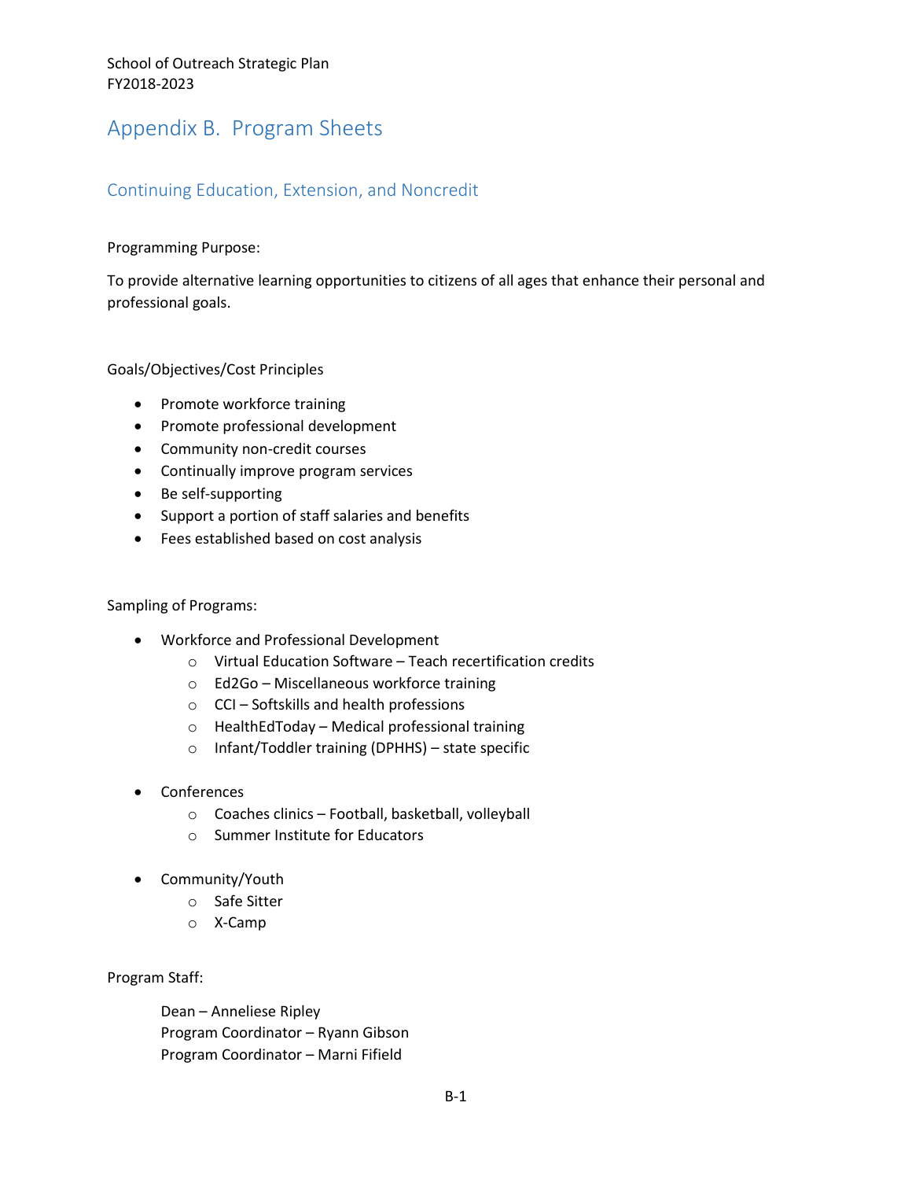# Appendix B. Program Sheets

## Continuing Education, Extension, and Noncredit

Programming Purpose:

To provide alternative learning opportunities to citizens of all ages that enhance their personal and professional goals.

Goals/Objectives/Cost Principles

- Promote workforce training
- Promote professional development
- Community non-credit courses
- Continually improve program services
- Be self-supporting
- Support a portion of staff salaries and benefits
- Fees established based on cost analysis

Sampling of Programs:

- Workforce and Professional Development
  - Virtual Education Software – Teach recertification credits
  - Ed2Go – Miscellaneous workforce training
  - CCI – Softskills and health professions
  - HealthEdToday – Medical professional training
  - Infant/Toddler training (DPHHS) – state specific
- Conferences
  - Coaches clinics – Football, basketball, volleyball
  - Summer Institute for Educators
- Community/Youth
  - Safe Sitter
  - X-Camp

Program Staff:

Dean – Anneliese Ripley
Program Coordinator – Ryann Gibson
Program Coordinator – Marni Fifield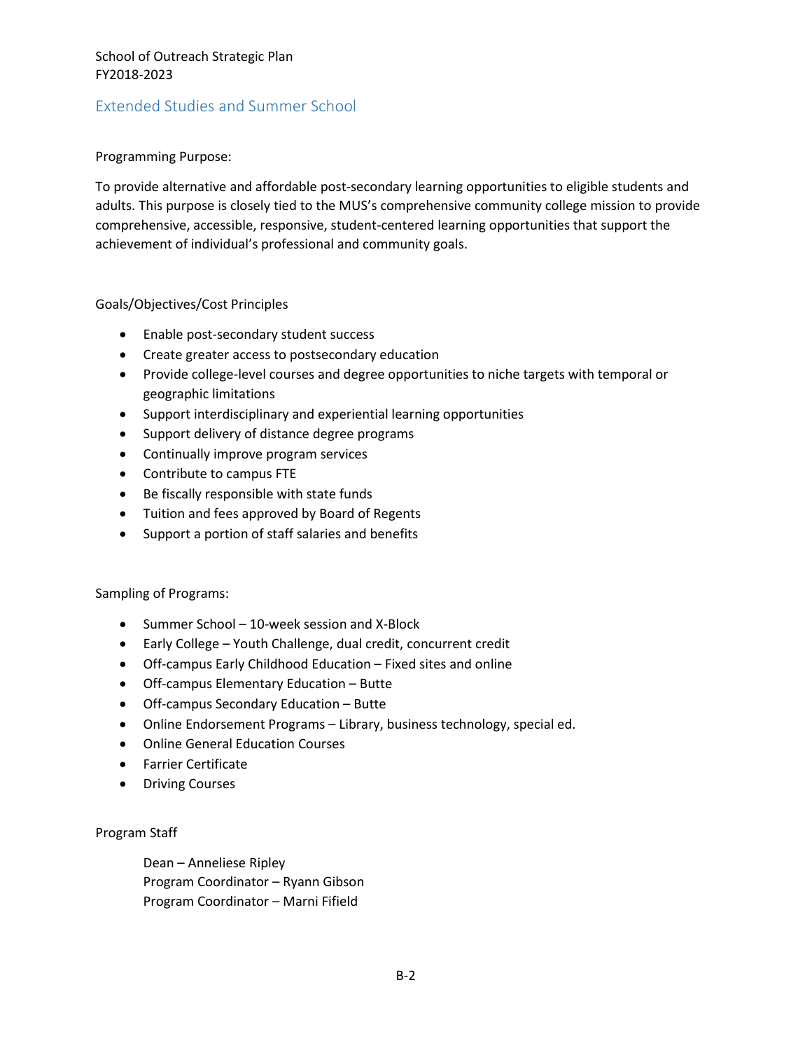## Extended Studies and Summer School

Programming Purpose:

To provide alternative and affordable post-secondary learning opportunities to eligible students and adults. This purpose is closely tied to the MUS's comprehensive community college mission to provide comprehensive, accessible, responsive, student-centered learning opportunities that support the achievement of individual's professional and community goals.

Goals/Objectives/Cost Principles

- Enable post-secondary student success
- Create greater access to postsecondary education
- Provide college-level courses and degree opportunities to niche targets with temporal or geographic limitations
- Support interdisciplinary and experiential learning opportunities
- Support delivery of distance degree programs
- Continually improve program services
- Contribute to campus FTE
- Be fiscally responsible with state funds
- Tuition and fees approved by Board of Regents
- Support a portion of staff salaries and benefits

Sampling of Programs:

- Summer School – 10-week session and X-Block
- Early College – Youth Challenge, dual credit, concurrent credit
- Off-campus Early Childhood Education – Fixed sites and online
- Off-campus Elementary Education – Butte
- Off-campus Secondary Education – Butte
- Online Endorsement Programs – Library, business technology, special ed.
- Online General Education Courses
- Farrier Certificate
- Driving Courses

Program Staff

Dean – Anneliese Ripley
Program Coordinator – Ryann Gibson
Program Coordinator – Marni Fifield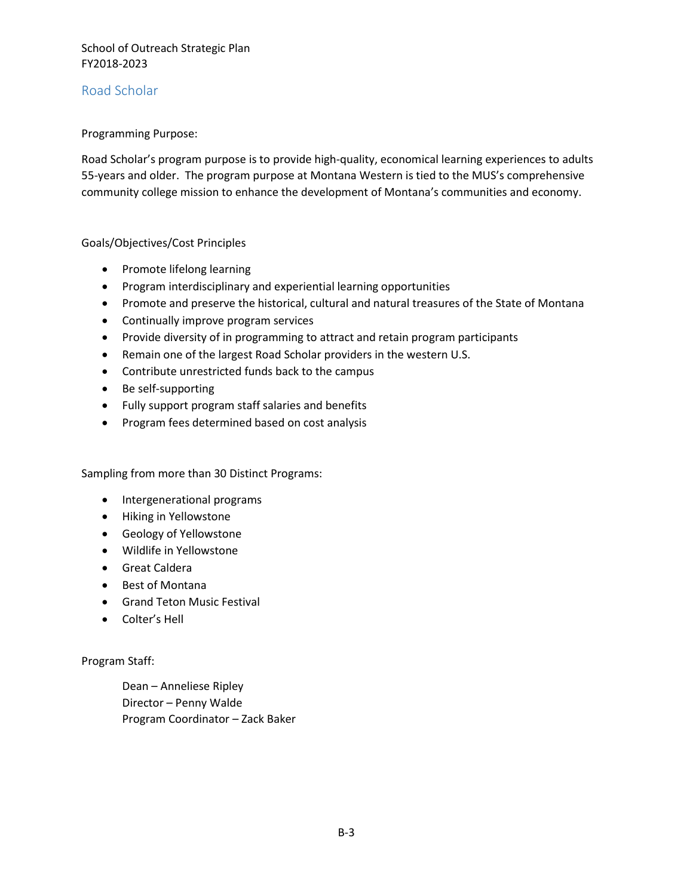School of Outreach Strategic Plan
FY2018-2023

## Road Scholar

Programming Purpose:

Road Scholar's program purpose is to provide high-quality, economical learning experiences to adults 55-years and older. The program purpose at Montana Western is tied to the MUS's comprehensive community college mission to enhance the development of Montana's communities and economy.

Goals/Objectives/Cost Principles

- Promote lifelong learning
- Program interdisciplinary and experiential learning opportunities
- Promote and preserve the historical, cultural and natural treasures of the State of Montana
- Continually improve program services
- Provide diversity of in programming to attract and retain program participants
- Remain one of the largest Road Scholar providers in the western U.S.
- Contribute unrestricted funds back to the campus
- Be self-supporting
- Fully support program staff salaries and benefits
- Program fees determined based on cost analysis

Sampling from more than 30 Distinct Programs:

- Intergenerational programs
- Hiking in Yellowstone
- Geology of Yellowstone
- Wildlife in Yellowstone
- Great Caldera
- Best of Montana
- Grand Teton Music Festival
- Colter's Hell

Program Staff:

Dean – Anneliese Ripley
Director – Penny Walde
Program Coordinator – Zack Baker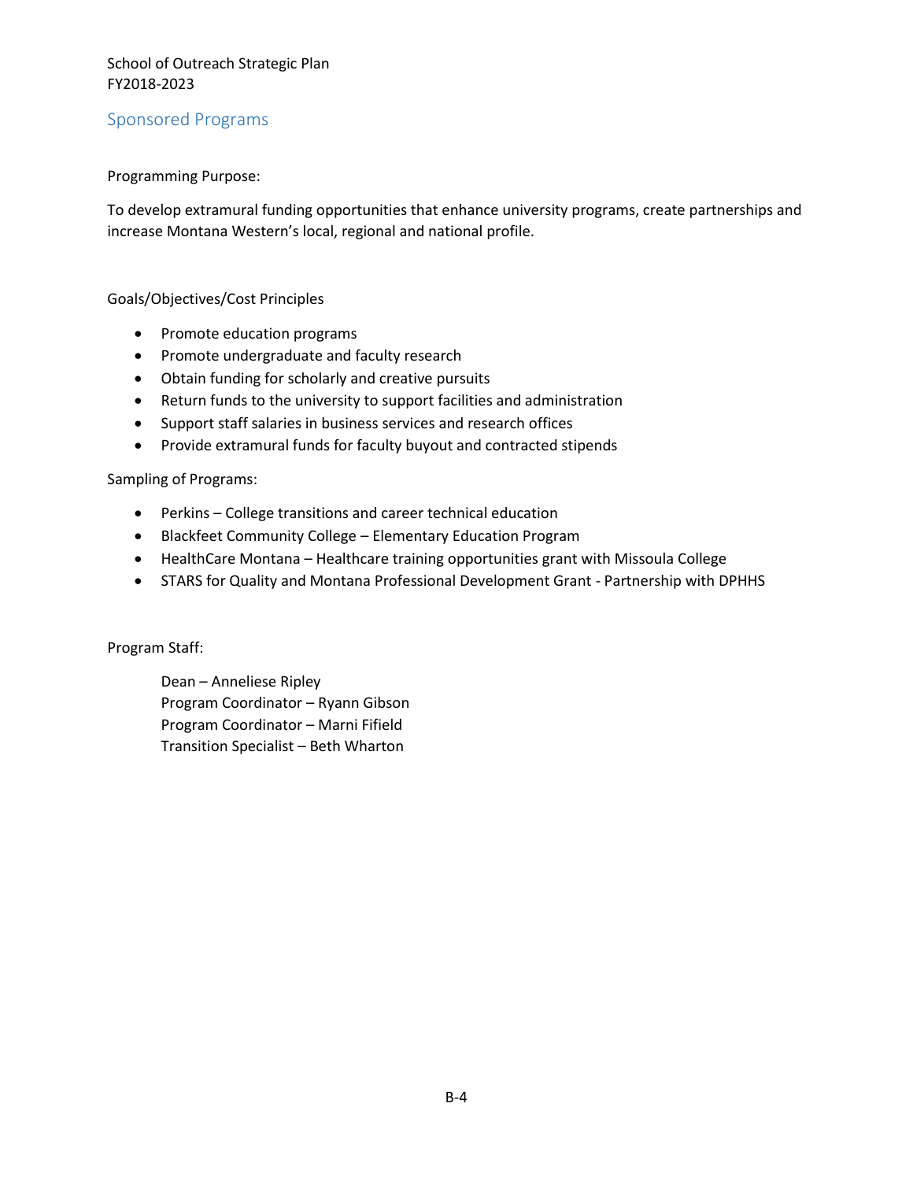## Sponsored Programs

Programming Purpose:

To develop extramural funding opportunities that enhance university programs, create partnerships and increase Montana Western's local, regional and national profile.

Goals/Objectives/Cost Principles

- Promote education programs
- Promote undergraduate and faculty research
- Obtain funding for scholarly and creative pursuits
- Return funds to the university to support facilities and administration
- Support staff salaries in business services and research offices
- Provide extramural funds for faculty buyout and contracted stipends

Sampling of Programs:

- Perkins – College transitions and career technical education
- Blackfeet Community College – Elementary Education Program
- HealthCare Montana – Healthcare training opportunities grant with Missoula College
- STARS for Quality and Montana Professional Development Grant - Partnership with DPHHS

Program Staff:

Dean – Anneliese Ripley
Program Coordinator – Ryann Gibson
Program Coordinator – Marni Fifield
Transition Specialist – Beth Wharton